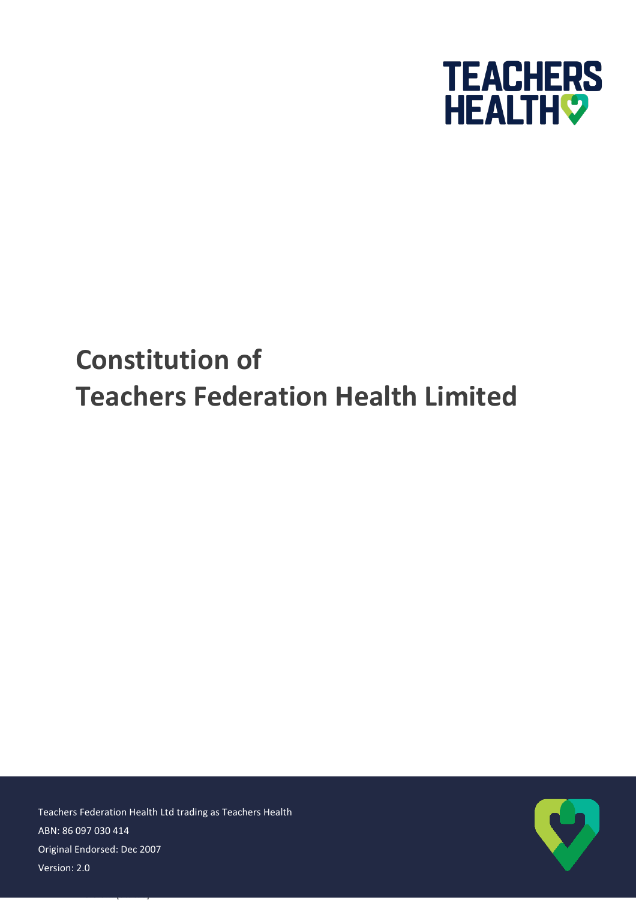TEACHERS HEALTH

# Constitution of Teachers Federation Health Limited

Teachers Federation Health Ltd trading as Teachers Health

ABN: 86 097 030 414

Original Endorsed: Dec 2007

Version: 2.0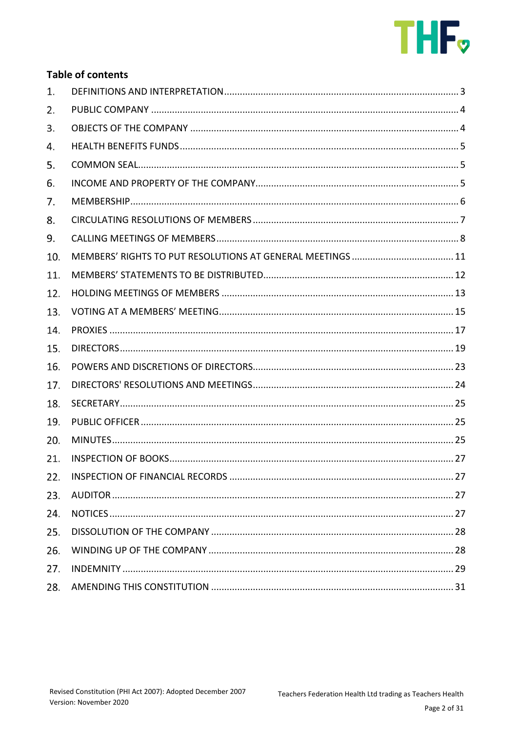## Table of contents

1. DEFINITIONS AND INTERPRETATION ..... 3
2. PUBLIC COMPANY ..... 4
3. OBJECTS OF THE COMPANY ..... 4
4. HEALTH BENEFITS FUNDS ..... 5
5. COMMON SEAL ..... 5
6. INCOME AND PROPERTY OF THE COMPANY ..... 5
7. MEMBERSHIP ..... 6
8. CIRCULATING RESOLUTIONS OF MEMBERS ..... 7
9. CALLING MEETINGS OF MEMBERS ..... 8
10. MEMBERS' RIGHTS TO PUT RESOLUTIONS AT GENERAL MEETINGS ..... 11
11. MEMBERS' STATEMENTS TO BE DISTRIBUTED ..... 12
12. HOLDING MEETINGS OF MEMBERS ..... 13
13. VOTING AT A MEMBERS' MEETING ..... 15
14. PROXIES ..... 17
15. DIRECTORS ..... 19
16. POWERS AND DISCRETIONS OF DIRECTORS ..... 23
17. DIRECTORS' RESOLUTIONS AND MEETINGS ..... 24
18. SECRETARY ..... 25
19. PUBLIC OFFICER ..... 25
20. MINUTES ..... 25
21. INSPECTION OF BOOKS ..... 27
22. INSPECTION OF FINANCIAL RECORDS ..... 27
23. AUDITOR ..... 27
24. NOTICES ..... 27
25. DISSOLUTION OF THE COMPANY ..... 28
26. WINDING UP OF THE COMPANY ..... 28
27. INDEMNITY ..... 29
28. AMENDING THIS CONSTITUTION ..... 31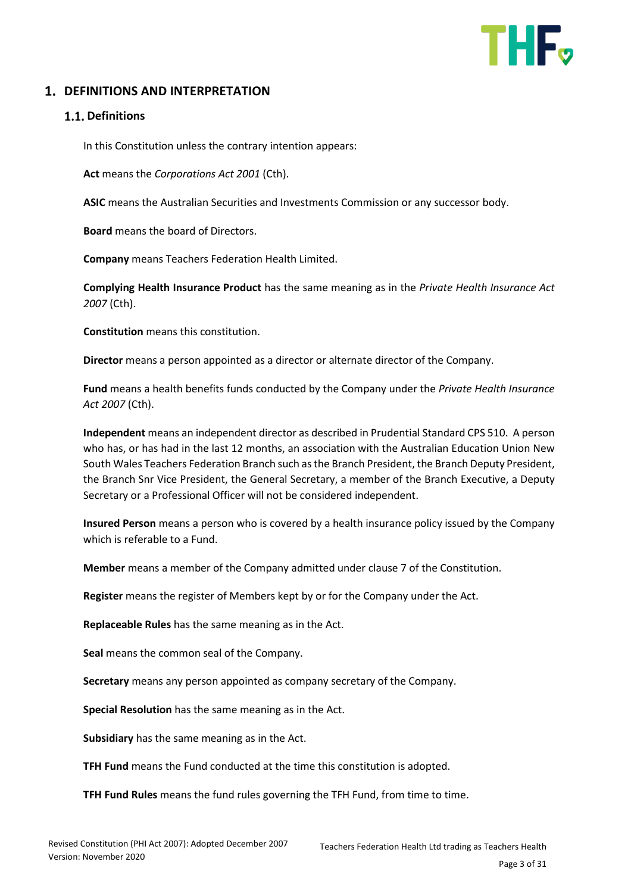# 1. DEFINITIONS AND INTERPRETATION

## 1.1. Definitions

In this Constitution unless the contrary intention appears:

**Act** means the *Corporations Act 2001* (Cth).

**ASIC** means the Australian Securities and Investments Commission or any successor body.

**Board** means the board of Directors.

**Company** means Teachers Federation Health Limited.

**Complying Health Insurance Product** has the same meaning as in the *Private Health Insurance Act 2007* (Cth).

**Constitution** means this constitution.

**Director** means a person appointed as a director or alternate director of the Company.

**Fund** means a health benefits funds conducted by the Company under the *Private Health Insurance Act 2007* (Cth).

**Independent** means an independent director as described in Prudential Standard CPS 510. A person who has, or has had in the last 12 months, an association with the Australian Education Union New South Wales Teachers Federation Branch such as the Branch President, the Branch Deputy President, the Branch Snr Vice President, the General Secretary, a member of the Branch Executive, a Deputy Secretary or a Professional Officer will not be considered independent.

**Insured Person** means a person who is covered by a health insurance policy issued by the Company which is referable to a Fund.

**Member** means a member of the Company admitted under clause 7 of the Constitution.

**Register** means the register of Members kept by or for the Company under the Act.

**Replaceable Rules** has the same meaning as in the Act.

**Seal** means the common seal of the Company.

**Secretary** means any person appointed as company secretary of the Company.

**Special Resolution** has the same meaning as in the Act.

**Subsidiary** has the same meaning as in the Act.

**TFH Fund** means the Fund conducted at the time this constitution is adopted.

**TFH Fund Rules** means the fund rules governing the TFH Fund, from time to time.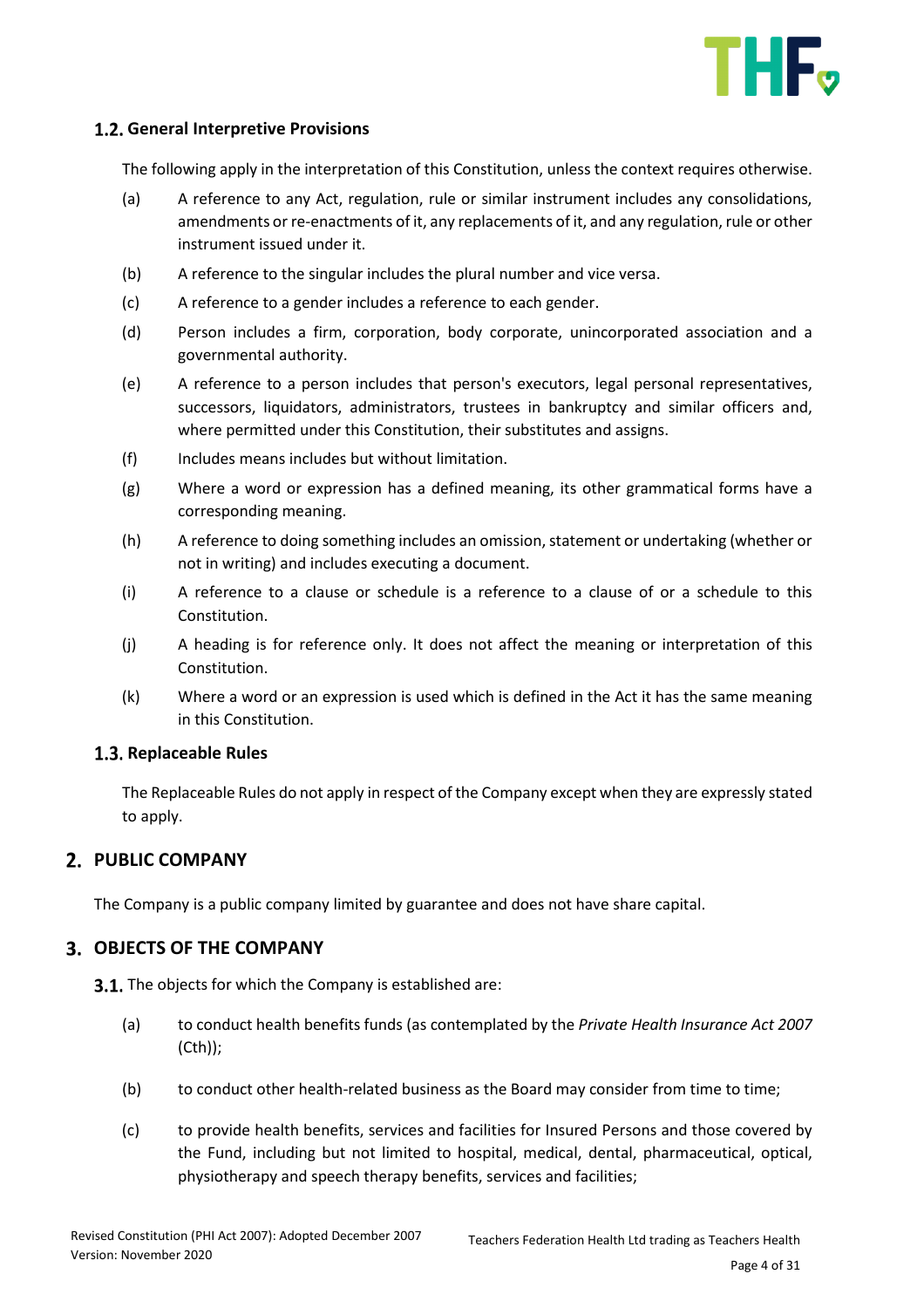### 1.2. General Interpretive Provisions

The following apply in the interpretation of this Constitution, unless the context requires otherwise.

(a) A reference to any Act, regulation, rule or similar instrument includes any consolidations, amendments or re-enactments of it, any replacements of it, and any regulation, rule or other instrument issued under it.

(b) A reference to the singular includes the plural number and vice versa.

(c) A reference to a gender includes a reference to each gender.

(d) Person includes a firm, corporation, body corporate, unincorporated association and a governmental authority.

(e) A reference to a person includes that person's executors, legal personal representatives, successors, liquidators, administrators, trustees in bankruptcy and similar officers and, where permitted under this Constitution, their substitutes and assigns.

(f) Includes means includes but without limitation.

(g) Where a word or expression has a defined meaning, its other grammatical forms have a corresponding meaning.

(h) A reference to doing something includes an omission, statement or undertaking (whether or not in writing) and includes executing a document.

(i) A reference to a clause or schedule is a reference to a clause of or a schedule to this Constitution.

(j) A heading is for reference only. It does not affect the meaning or interpretation of this Constitution.

(k) Where a word or an expression is used which is defined in the Act it has the same meaning in this Constitution.

### 1.3. Replaceable Rules

The Replaceable Rules do not apply in respect of the Company except when they are expressly stated to apply.

## 2. PUBLIC COMPANY

The Company is a public company limited by guarantee and does not have share capital.

## 3. OBJECTS OF THE COMPANY

**3.1.** The objects for which the Company is established are:

(a) to conduct health benefits funds (as contemplated by the *Private Health Insurance Act 2007* (Cth));

(b) to conduct other health-related business as the Board may consider from time to time;

(c) to provide health benefits, services and facilities for Insured Persons and those covered by the Fund, including but not limited to hospital, medical, dental, pharmaceutical, optical, physiotherapy and speech therapy benefits, services and facilities;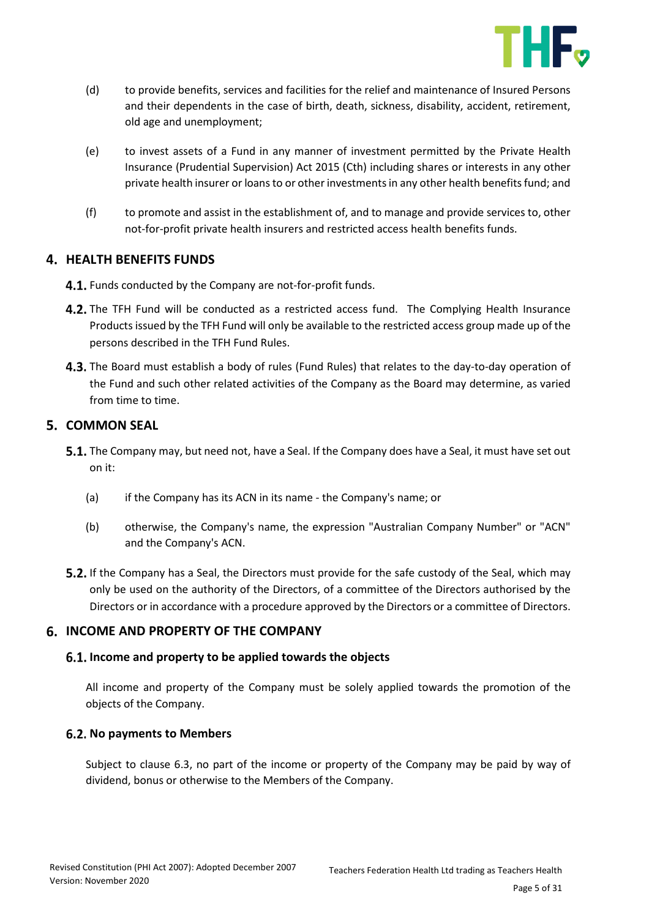(d) to provide benefits, services and facilities for the relief and maintenance of Insured Persons and their dependents in the case of birth, death, sickness, disability, accident, retirement, old age and unemployment;

(e) to invest assets of a Fund in any manner of investment permitted by the Private Health Insurance (Prudential Supervision) Act 2015 (Cth) including shares or interests in any other private health insurer or loans to or other investments in any other health benefits fund; and

(f) to promote and assist in the establishment of, and to manage and provide services to, other not-for-profit private health insurers and restricted access health benefits funds.

## 4. HEALTH BENEFITS FUNDS

**4.1.** Funds conducted by the Company are not-for-profit funds.

**4.2.** The TFH Fund will be conducted as a restricted access fund. The Complying Health Insurance Products issued by the TFH Fund will only be available to the restricted access group made up of the persons described in the TFH Fund Rules.

**4.3.** The Board must establish a body of rules (Fund Rules) that relates to the day-to-day operation of the Fund and such other related activities of the Company as the Board may determine, as varied from time to time.

## 5. COMMON SEAL

**5.1.** The Company may, but need not, have a Seal. If the Company does have a Seal, it must have set out on it:

(a) if the Company has its ACN in its name - the Company's name; or

(b) otherwise, the Company's name, the expression "Australian Company Number" or "ACN" and the Company's ACN.

**5.2.** If the Company has a Seal, the Directors must provide for the safe custody of the Seal, which may only be used on the authority of the Directors, of a committee of the Directors authorised by the Directors or in accordance with a procedure approved by the Directors or a committee of Directors.

## 6. INCOME AND PROPERTY OF THE COMPANY

### 6.1. Income and property to be applied towards the objects

All income and property of the Company must be solely applied towards the promotion of the objects of the Company.

### 6.2. No payments to Members

Subject to clause 6.3, no part of the income or property of the Company may be paid by way of dividend, bonus or otherwise to the Members of the Company.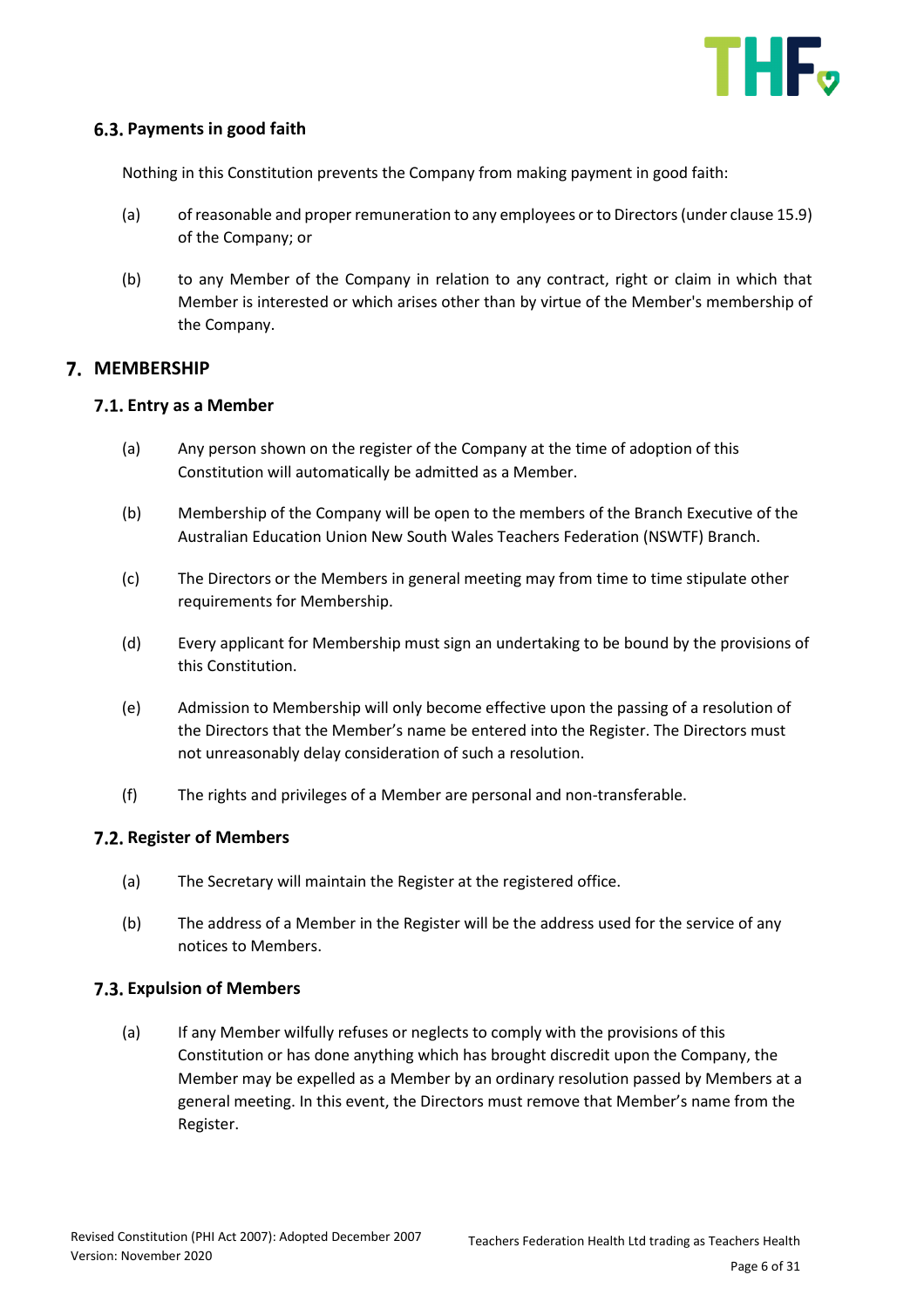### 6.3. Payments in good faith

Nothing in this Constitution prevents the Company from making payment in good faith:

(a) of reasonable and proper remuneration to any employees or to Directors (under clause 15.9) of the Company; or

(b) to any Member of the Company in relation to any contract, right or claim in which that Member is interested or which arises other than by virtue of the Member's membership of the Company.

## 7. MEMBERSHIP

### 7.1. Entry as a Member

(a) Any person shown on the register of the Company at the time of adoption of this Constitution will automatically be admitted as a Member.

(b) Membership of the Company will be open to the members of the Branch Executive of the Australian Education Union New South Wales Teachers Federation (NSWTF) Branch.

(c) The Directors or the Members in general meeting may from time to time stipulate other requirements for Membership.

(d) Every applicant for Membership must sign an undertaking to be bound by the provisions of this Constitution.

(e) Admission to Membership will only become effective upon the passing of a resolution of the Directors that the Member's name be entered into the Register. The Directors must not unreasonably delay consideration of such a resolution.

(f) The rights and privileges of a Member are personal and non-transferable.

### 7.2. Register of Members

(a) The Secretary will maintain the Register at the registered office.

(b) The address of a Member in the Register will be the address used for the service of any notices to Members.

### 7.3. Expulsion of Members

(a) If any Member wilfully refuses or neglects to comply with the provisions of this Constitution or has done anything which has brought discredit upon the Company, the Member may be expelled as a Member by an ordinary resolution passed by Members at a general meeting. In this event, the Directors must remove that Member's name from the Register.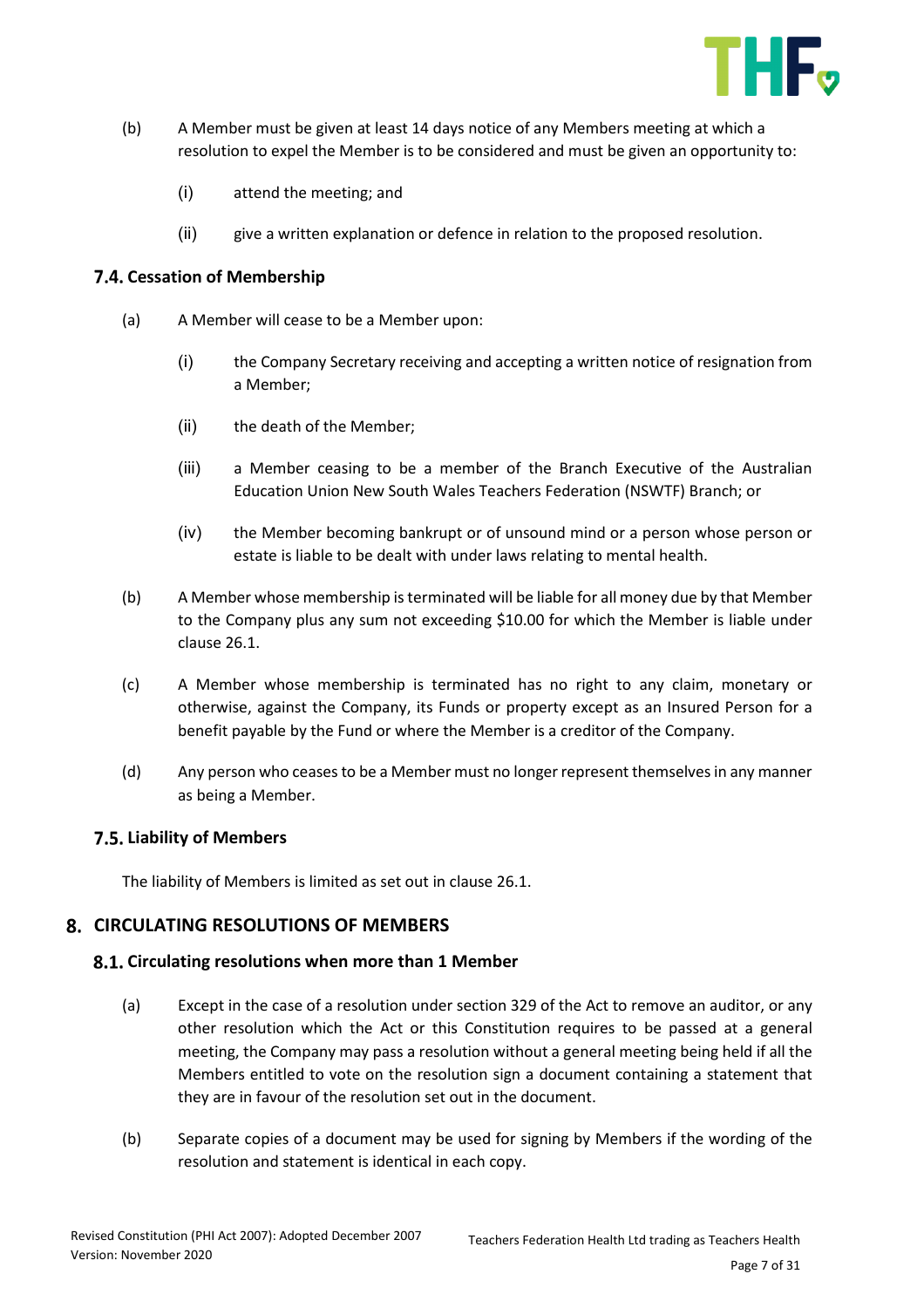(b) A Member must be given at least 14 days notice of any Members meeting at which a resolution to expel the Member is to be considered and must be given an opportunity to:

(i) attend the meeting; and

(ii) give a written explanation or defence in relation to the proposed resolution.

### 7.4. Cessation of Membership

(a) A Member will cease to be a Member upon:

(i) the Company Secretary receiving and accepting a written notice of resignation from a Member;

(ii) the death of the Member;

(iii) a Member ceasing to be a member of the Branch Executive of the Australian Education Union New South Wales Teachers Federation (NSWTF) Branch; or

(iv) the Member becoming bankrupt or of unsound mind or a person whose person or estate is liable to be dealt with under laws relating to mental health.

(b) A Member whose membership is terminated will be liable for all money due by that Member to the Company plus any sum not exceeding $10.00 for which the Member is liable under clause 26.1.

(c) A Member whose membership is terminated has no right to any claim, monetary or otherwise, against the Company, its Funds or property except as an Insured Person for a benefit payable by the Fund or where the Member is a creditor of the Company.

(d) Any person who ceases to be a Member must no longer represent themselves in any manner as being a Member.

### 7.5. Liability of Members

The liability of Members is limited as set out in clause 26.1.

## 8. CIRCULATING RESOLUTIONS OF MEMBERS

### 8.1. Circulating resolutions when more than 1 Member

(a) Except in the case of a resolution under section 329 of the Act to remove an auditor, or any other resolution which the Act or this Constitution requires to be passed at a general meeting, the Company may pass a resolution without a general meeting being held if all the Members entitled to vote on the resolution sign a document containing a statement that they are in favour of the resolution set out in the document.

(b) Separate copies of a document may be used for signing by Members if the wording of the resolution and statement is identical in each copy.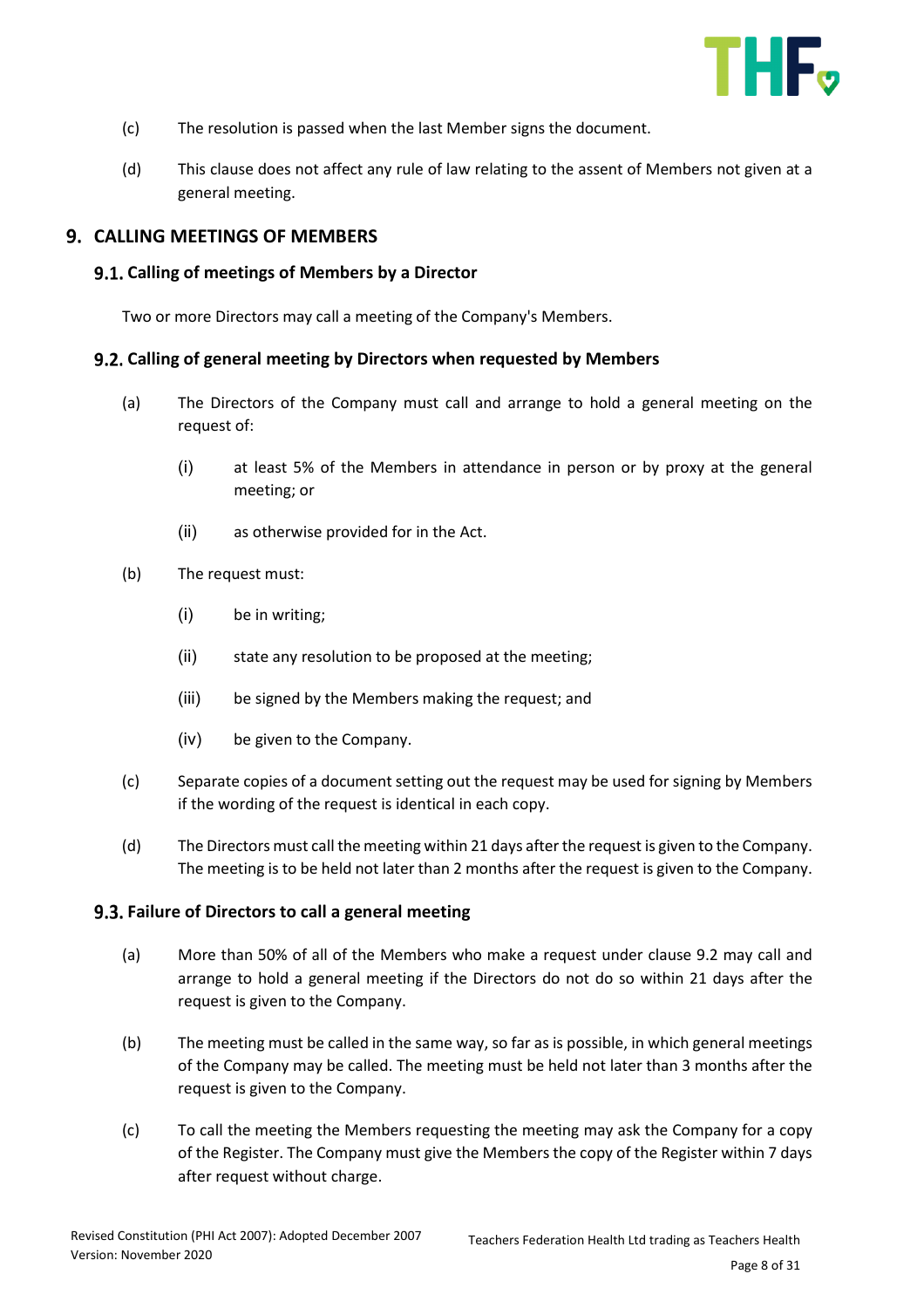(c) The resolution is passed when the last Member signs the document.

(d) This clause does not affect any rule of law relating to the assent of Members not given at a general meeting.

# 9. CALLING MEETINGS OF MEMBERS

## 9.1. Calling of meetings of Members by a Director

Two or more Directors may call a meeting of the Company's Members.

## 9.2. Calling of general meeting by Directors when requested by Members

(a) The Directors of the Company must call and arrange to hold a general meeting on the request of:

 (i) at least 5% of the Members in attendance in person or by proxy at the general meeting; or

 (ii) as otherwise provided for in the Act.

(b) The request must:

 (i) be in writing;

 (ii) state any resolution to be proposed at the meeting;

 (iii) be signed by the Members making the request; and

 (iv) be given to the Company.

(c) Separate copies of a document setting out the request may be used for signing by Members if the wording of the request is identical in each copy.

(d) The Directors must call the meeting within 21 days after the request is given to the Company. The meeting is to be held not later than 2 months after the request is given to the Company.

## 9.3. Failure of Directors to call a general meeting

(a) More than 50% of all of the Members who make a request under clause 9.2 may call and arrange to hold a general meeting if the Directors do not do so within 21 days after the request is given to the Company.

(b) The meeting must be called in the same way, so far as is possible, in which general meetings of the Company may be called. The meeting must be held not later than 3 months after the request is given to the Company.

(c) To call the meeting the Members requesting the meeting may ask the Company for a copy of the Register. The Company must give the Members the copy of the Register within 7 days after request without charge.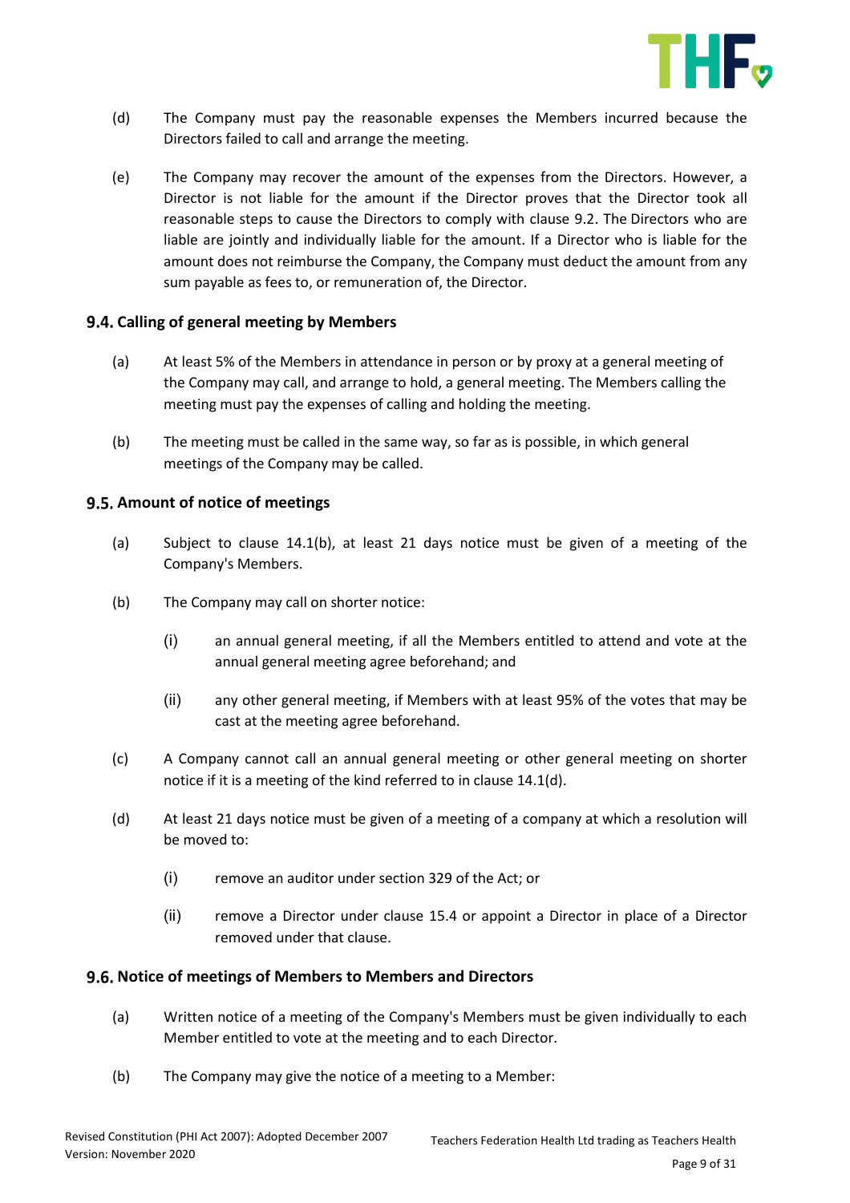(d) The Company must pay the reasonable expenses the Members incurred because the Directors failed to call and arrange the meeting.

(e) The Company may recover the amount of the expenses from the Directors. However, a Director is not liable for the amount if the Director proves that the Director took all reasonable steps to cause the Directors to comply with clause 9.2. The Directors who are liable are jointly and individually liable for the amount. If a Director who is liable for the amount does not reimburse the Company, the Company must deduct the amount from any sum payable as fees to, or remuneration of, the Director.

### 9.4. Calling of general meeting by Members

(a) At least 5% of the Members in attendance in person or by proxy at a general meeting of the Company may call, and arrange to hold, a general meeting. The Members calling the meeting must pay the expenses of calling and holding the meeting.

(b) The meeting must be called in the same way, so far as is possible, in which general meetings of the Company may be called.

### 9.5. Amount of notice of meetings

(a) Subject to clause 14.1(b), at least 21 days notice must be given of a meeting of the Company's Members.

(b) The Company may call on shorter notice:

   (i) an annual general meeting, if all the Members entitled to attend and vote at the annual general meeting agree beforehand; and

   (ii) any other general meeting, if Members with at least 95% of the votes that may be cast at the meeting agree beforehand.

(c) A Company cannot call an annual general meeting or other general meeting on shorter notice if it is a meeting of the kind referred to in clause 14.1(d).

(d) At least 21 days notice must be given of a meeting of a company at which a resolution will be moved to:

   (i) remove an auditor under section 329 of the Act; or

   (ii) remove a Director under clause 15.4 or appoint a Director in place of a Director removed under that clause.

### 9.6. Notice of meetings of Members to Members and Directors

(a) Written notice of a meeting of the Company's Members must be given individually to each Member entitled to vote at the meeting and to each Director.

(b) The Company may give the notice of a meeting to a Member: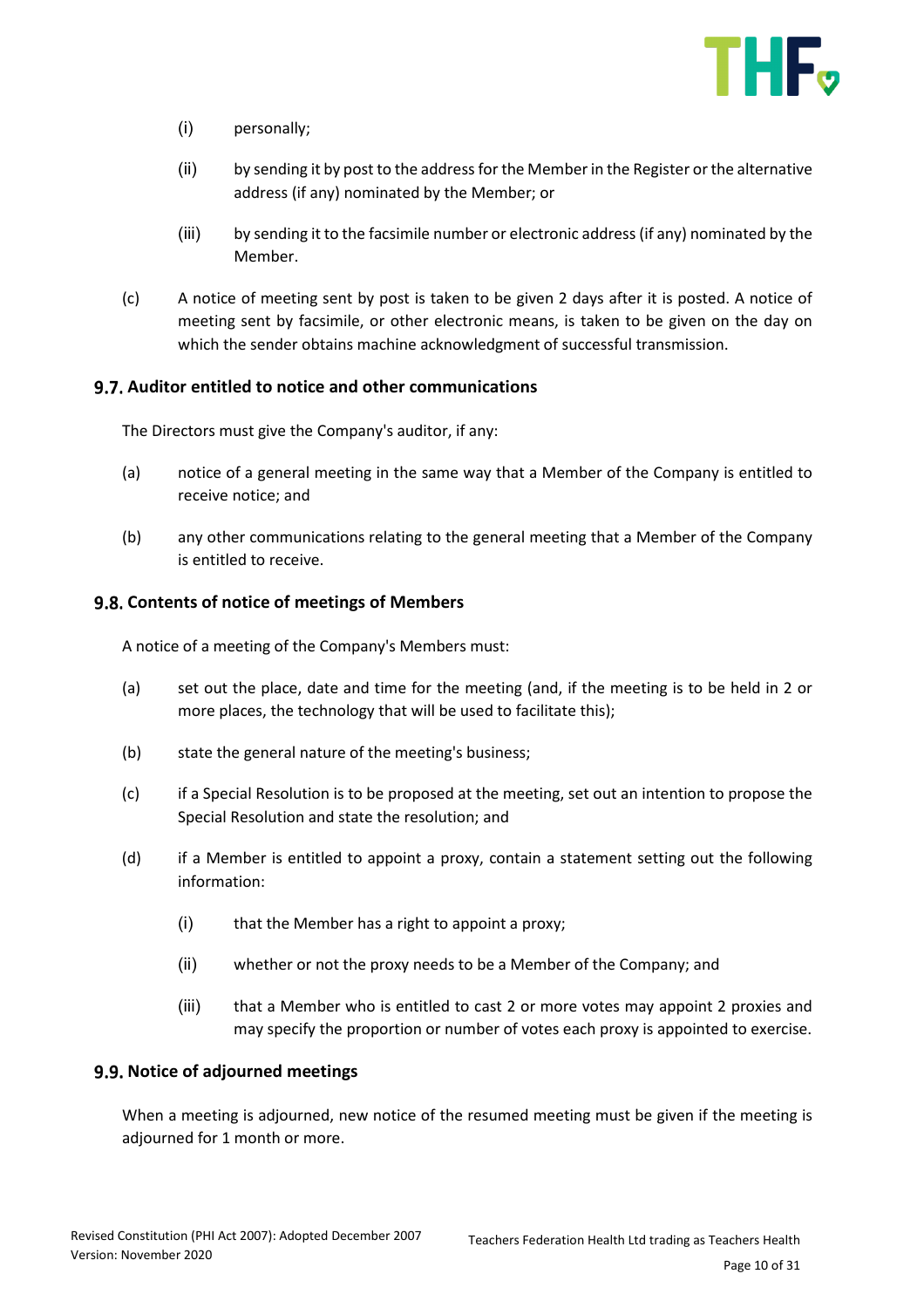(i) personally;

(ii) by sending it by post to the address for the Member in the Register or the alternative address (if any) nominated by the Member; or

(iii) by sending it to the facsimile number or electronic address (if any) nominated by the Member.

(c) A notice of meeting sent by post is taken to be given 2 days after it is posted. A notice of meeting sent by facsimile, or other electronic means, is taken to be given on the day on which the sender obtains machine acknowledgment of successful transmission.

### 9.7. Auditor entitled to notice and other communications

The Directors must give the Company's auditor, if any:

(a) notice of a general meeting in the same way that a Member of the Company is entitled to receive notice; and

(b) any other communications relating to the general meeting that a Member of the Company is entitled to receive.

### 9.8. Contents of notice of meetings of Members

A notice of a meeting of the Company's Members must:

(a) set out the place, date and time for the meeting (and, if the meeting is to be held in 2 or more places, the technology that will be used to facilitate this);

(b) state the general nature of the meeting's business;

(c) if a Special Resolution is to be proposed at the meeting, set out an intention to propose the Special Resolution and state the resolution; and

(d) if a Member is entitled to appoint a proxy, contain a statement setting out the following information:

(i) that the Member has a right to appoint a proxy;

(ii) whether or not the proxy needs to be a Member of the Company; and

(iii) that a Member who is entitled to cast 2 or more votes may appoint 2 proxies and may specify the proportion or number of votes each proxy is appointed to exercise.

### 9.9. Notice of adjourned meetings

When a meeting is adjourned, new notice of the resumed meeting must be given if the meeting is adjourned for 1 month or more.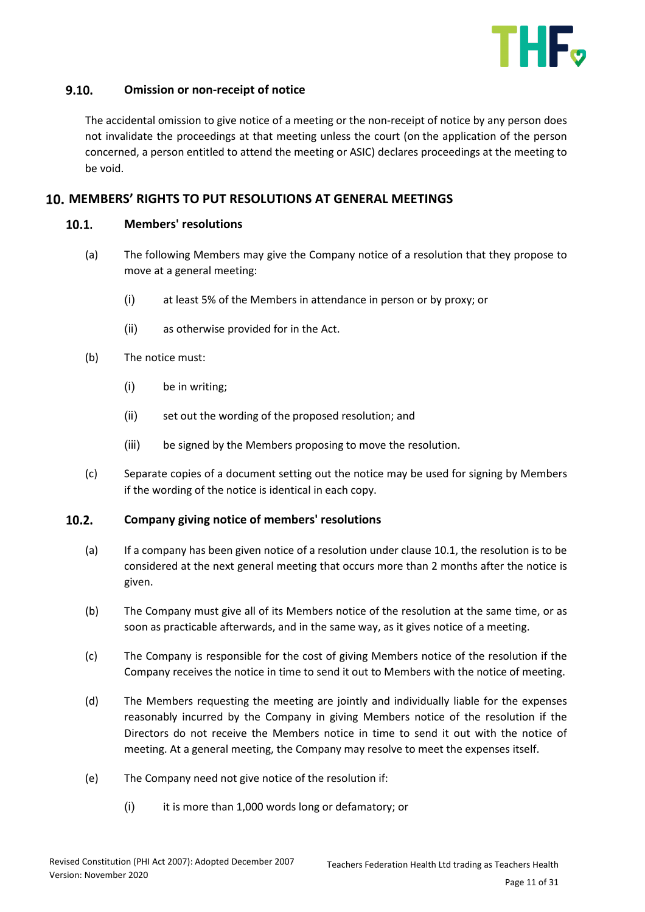### 9.10. Omission or non-receipt of notice

The accidental omission to give notice of a meeting or the non-receipt of notice by any person does not invalidate the proceedings at that meeting unless the court (on the application of the person concerned, a person entitled to attend the meeting or ASIC) declares proceedings at the meeting to be void.

## 10. MEMBERS' RIGHTS TO PUT RESOLUTIONS AT GENERAL MEETINGS

### 10.1. Members' resolutions

(a) The following Members may give the Company notice of a resolution that they propose to move at a general meeting:

(i) at least 5% of the Members in attendance in person or by proxy; or

(ii) as otherwise provided for in the Act.

(b) The notice must:

(i) be in writing;

(ii) set out the wording of the proposed resolution; and

(iii) be signed by the Members proposing to move the resolution.

(c) Separate copies of a document setting out the notice may be used for signing by Members if the wording of the notice is identical in each copy.

### 10.2. Company giving notice of members' resolutions

(a) If a company has been given notice of a resolution under clause 10.1, the resolution is to be considered at the next general meeting that occurs more than 2 months after the notice is given.

(b) The Company must give all of its Members notice of the resolution at the same time, or as soon as practicable afterwards, and in the same way, as it gives notice of a meeting.

(c) The Company is responsible for the cost of giving Members notice of the resolution if the Company receives the notice in time to send it out to Members with the notice of meeting.

(d) The Members requesting the meeting are jointly and individually liable for the expenses reasonably incurred by the Company in giving Members notice of the resolution if the Directors do not receive the Members notice in time to send it out with the notice of meeting. At a general meeting, the Company may resolve to meet the expenses itself.

(e) The Company need not give notice of the resolution if:

(i) it is more than 1,000 words long or defamatory; or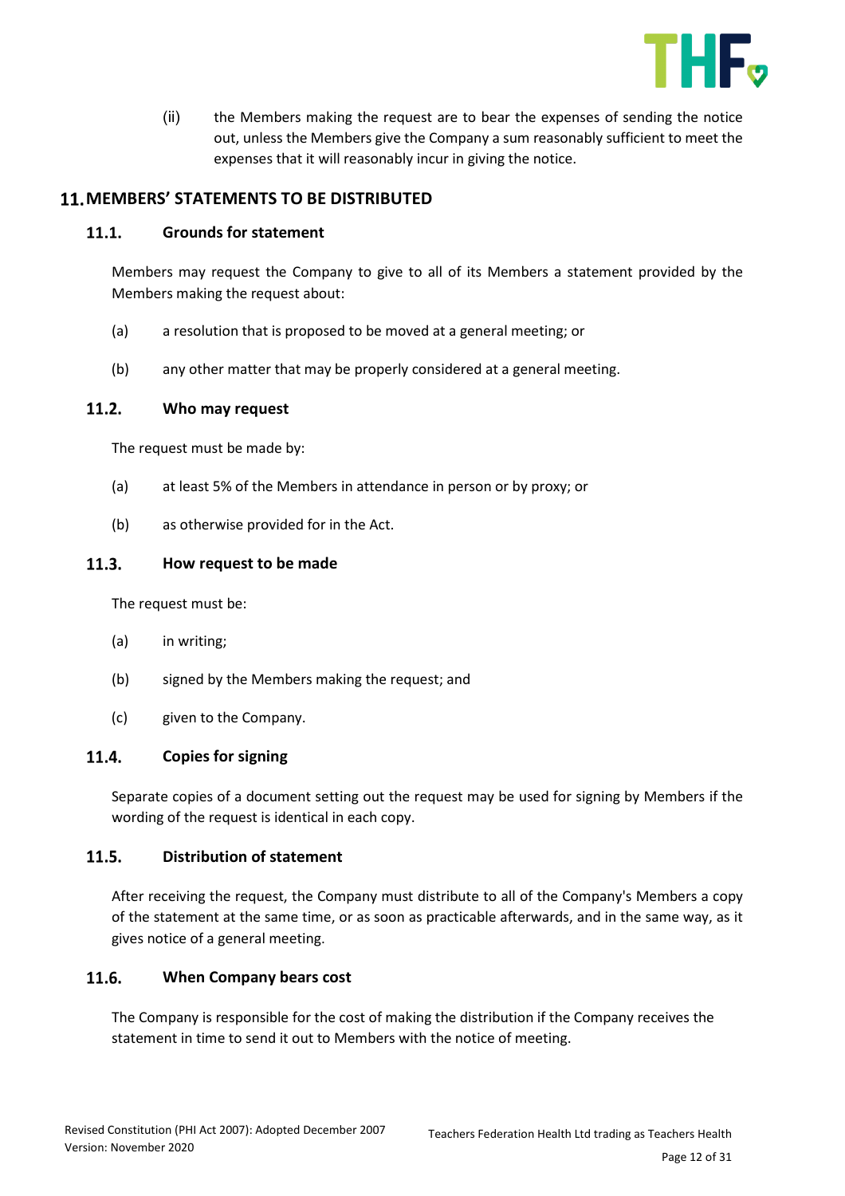(ii) the Members making the request are to bear the expenses of sending the notice out, unless the Members give the Company a sum reasonably sufficient to meet the expenses that it will reasonably incur in giving the notice.

## 11. MEMBERS' STATEMENTS TO BE DISTRIBUTED

### 11.1. Grounds for statement

Members may request the Company to give to all of its Members a statement provided by the Members making the request about:

(a) a resolution that is proposed to be moved at a general meeting; or

(b) any other matter that may be properly considered at a general meeting.

### 11.2. Who may request

The request must be made by:

(a) at least 5% of the Members in attendance in person or by proxy; or

(b) as otherwise provided for in the Act.

### 11.3. How request to be made

The request must be:

(a) in writing;

(b) signed by the Members making the request; and

(c) given to the Company.

### 11.4. Copies for signing

Separate copies of a document setting out the request may be used for signing by Members if the wording of the request is identical in each copy.

### 11.5. Distribution of statement

After receiving the request, the Company must distribute to all of the Company's Members a copy of the statement at the same time, or as soon as practicable afterwards, and in the same way, as it gives notice of a general meeting.

### 11.6. When Company bears cost

The Company is responsible for the cost of making the distribution if the Company receives the statement in time to send it out to Members with the notice of meeting.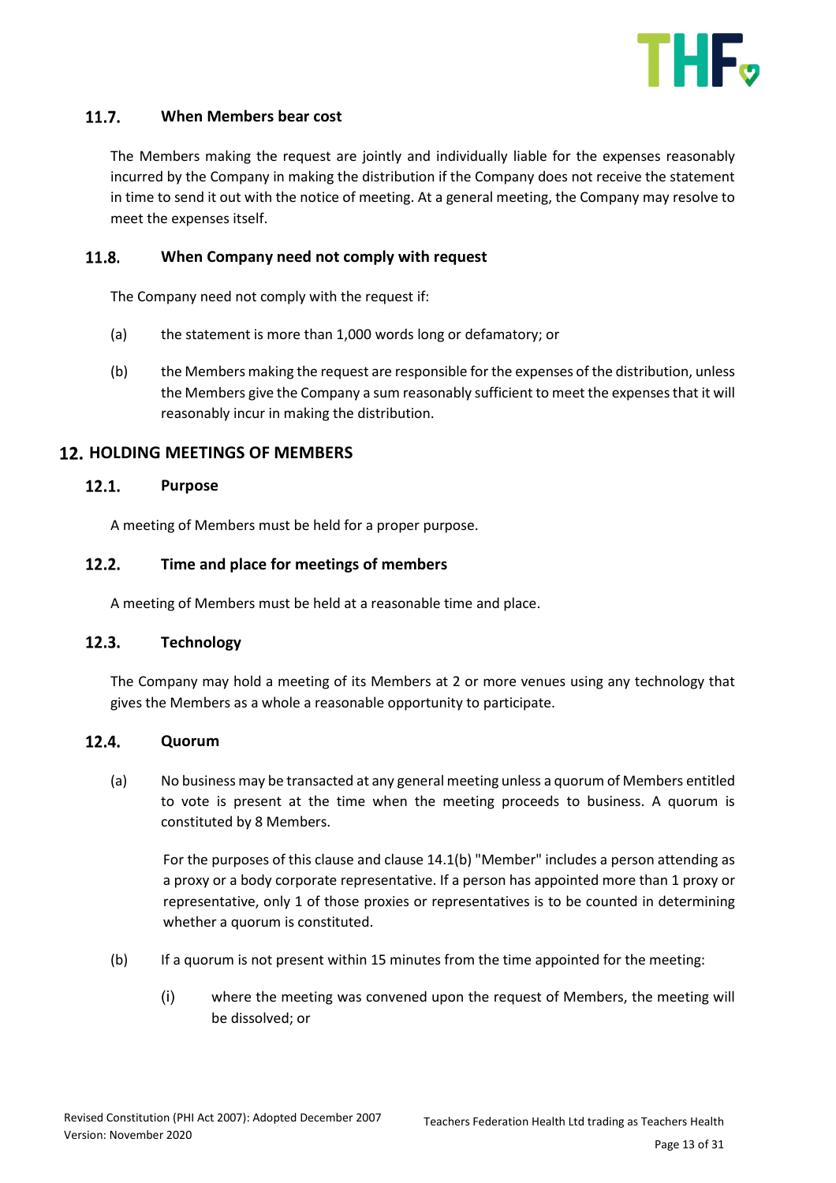### 11.7. When Members bear cost

The Members making the request are jointly and individually liable for the expenses reasonably incurred by the Company in making the distribution if the Company does not receive the statement in time to send it out with the notice of meeting. At a general meeting, the Company may resolve to meet the expenses itself.

### 11.8. When Company need not comply with request

The Company need not comply with the request if:

(a) the statement is more than 1,000 words long or defamatory; or

(b) the Members making the request are responsible for the expenses of the distribution, unless the Members give the Company a sum reasonably sufficient to meet the expenses that it will reasonably incur in making the distribution.

## 12. HOLDING MEETINGS OF MEMBERS

### 12.1. Purpose

A meeting of Members must be held for a proper purpose.

### 12.2. Time and place for meetings of members

A meeting of Members must be held at a reasonable time and place.

### 12.3. Technology

The Company may hold a meeting of its Members at 2 or more venues using any technology that gives the Members as a whole a reasonable opportunity to participate.

### 12.4. Quorum

(a) No business may be transacted at any general meeting unless a quorum of Members entitled to vote is present at the time when the meeting proceeds to business. A quorum is constituted by 8 Members.

For the purposes of this clause and clause 14.1(b) "Member" includes a person attending as a proxy or a body corporate representative. If a person has appointed more than 1 proxy or representative, only 1 of those proxies or representatives is to be counted in determining whether a quorum is constituted.

(b) If a quorum is not present within 15 minutes from the time appointed for the meeting:

(i) where the meeting was convened upon the request of Members, the meeting will be dissolved; or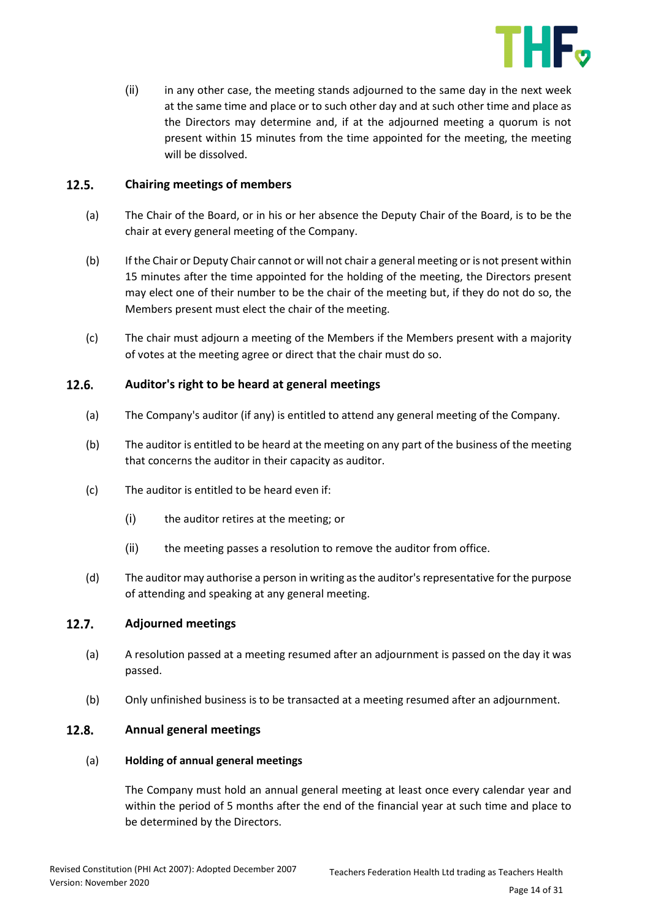(ii) in any other case, the meeting stands adjourned to the same day in the next week at the same time and place or to such other day and at such other time and place as the Directors may determine and, if at the adjourned meeting a quorum is not present within 15 minutes from the time appointed for the meeting, the meeting will be dissolved.

### 12.5. Chairing meetings of members

(a) The Chair of the Board, or in his or her absence the Deputy Chair of the Board, is to be the chair at every general meeting of the Company.

(b) If the Chair or Deputy Chair cannot or will not chair a general meeting or is not present within 15 minutes after the time appointed for the holding of the meeting, the Directors present may elect one of their number to be the chair of the meeting but, if they do not do so, the Members present must elect the chair of the meeting.

(c) The chair must adjourn a meeting of the Members if the Members present with a majority of votes at the meeting agree or direct that the chair must do so.

### 12.6. Auditor's right to be heard at general meetings

(a) The Company's auditor (if any) is entitled to attend any general meeting of the Company.

(b) The auditor is entitled to be heard at the meeting on any part of the business of the meeting that concerns the auditor in their capacity as auditor.

(c) The auditor is entitled to be heard even if:

(i) the auditor retires at the meeting; or

(ii) the meeting passes a resolution to remove the auditor from office.

(d) The auditor may authorise a person in writing as the auditor's representative for the purpose of attending and speaking at any general meeting.

### 12.7. Adjourned meetings

(a) A resolution passed at a meeting resumed after an adjournment is passed on the day it was passed.

(b) Only unfinished business is to be transacted at a meeting resumed after an adjournment.

### 12.8. Annual general meetings

(a) **Holding of annual general meetings**

The Company must hold an annual general meeting at least once every calendar year and within the period of 5 months after the end of the financial year at such time and place to be determined by the Directors.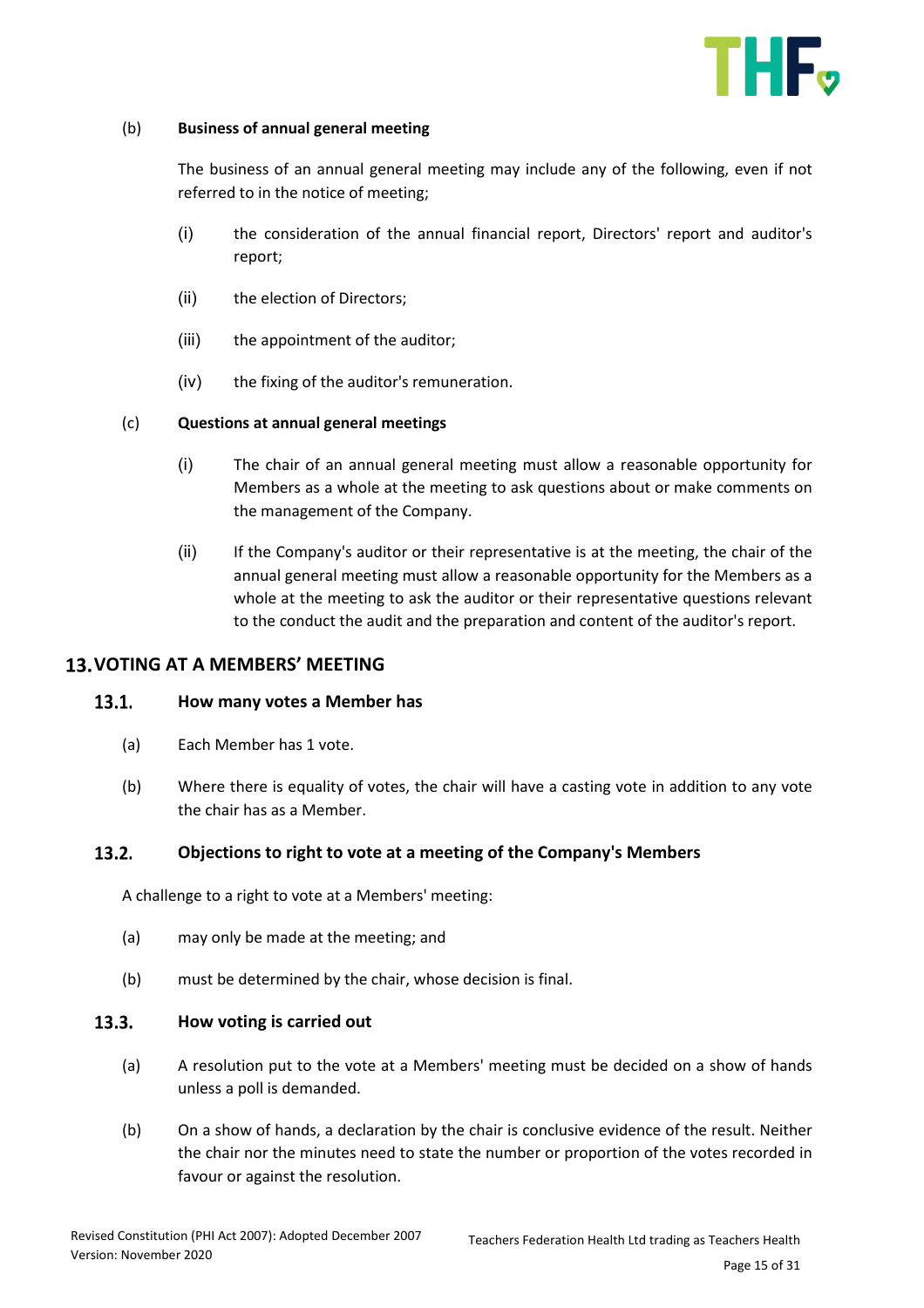(b) **Business of annual general meeting**

The business of an annual general meeting may include any of the following, even if not referred to in the notice of meeting;

(i) the consideration of the annual financial report, Directors' report and auditor's report;

(ii) the election of Directors;

(iii) the appointment of the auditor;

(iv) the fixing of the auditor's remuneration.

(c) **Questions at annual general meetings**

(i) The chair of an annual general meeting must allow a reasonable opportunity for Members as a whole at the meeting to ask questions about or make comments on the management of the Company.

(ii) If the Company's auditor or their representative is at the meeting, the chair of the annual general meeting must allow a reasonable opportunity for the Members as a whole at the meeting to ask the auditor or their representative questions relevant to the conduct the audit and the preparation and content of the auditor's report.

## 13. VOTING AT A MEMBERS' MEETING

### 13.1. How many votes a Member has

(a) Each Member has 1 vote.

(b) Where there is equality of votes, the chair will have a casting vote in addition to any vote the chair has as a Member.

### 13.2. Objections to right to vote at a meeting of the Company's Members

A challenge to a right to vote at a Members' meeting:

(a) may only be made at the meeting; and

(b) must be determined by the chair, whose decision is final.

### 13.3. How voting is carried out

(a) A resolution put to the vote at a Members' meeting must be decided on a show of hands unless a poll is demanded.

(b) On a show of hands, a declaration by the chair is conclusive evidence of the result. Neither the chair nor the minutes need to state the number or proportion of the votes recorded in favour or against the resolution.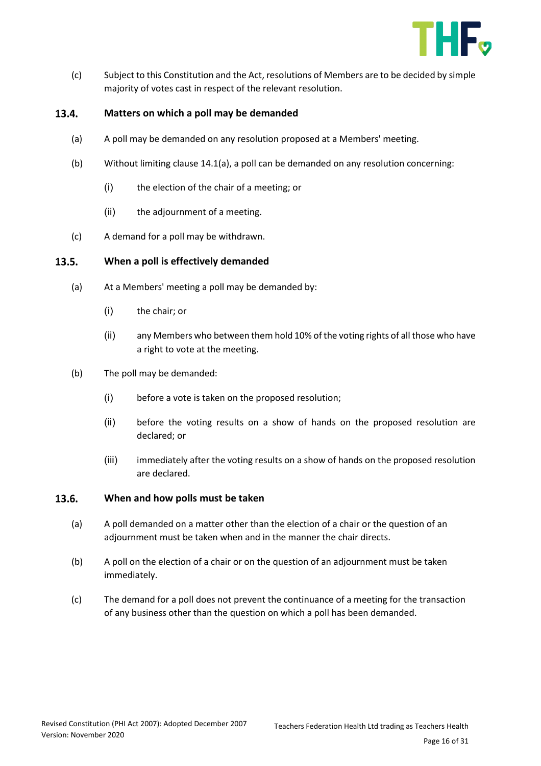(c) Subject to this Constitution and the Act, resolutions of Members are to be decided by simple majority of votes cast in respect of the relevant resolution.

### 13.4. Matters on which a poll may be demanded

(a) A poll may be demanded on any resolution proposed at a Members' meeting.

(b) Without limiting clause 14.1(a), a poll can be demanded on any resolution concerning:

- (i) the election of the chair of a meeting; or
- (ii) the adjournment of a meeting.

(c) A demand for a poll may be withdrawn.

### 13.5. When a poll is effectively demanded

(a) At a Members' meeting a poll may be demanded by:

- (i) the chair; or
- (ii) any Members who between them hold 10% of the voting rights of all those who have a right to vote at the meeting.

(b) The poll may be demanded:

- (i) before a vote is taken on the proposed resolution;
- (ii) before the voting results on a show of hands on the proposed resolution are declared; or
- (iii) immediately after the voting results on a show of hands on the proposed resolution are declared.

### 13.6. When and how polls must be taken

(a) A poll demanded on a matter other than the election of a chair or the question of an adjournment must be taken when and in the manner the chair directs.

(b) A poll on the election of a chair or on the question of an adjournment must be taken immediately.

(c) The demand for a poll does not prevent the continuance of a meeting for the transaction of any business other than the question on which a poll has been demanded.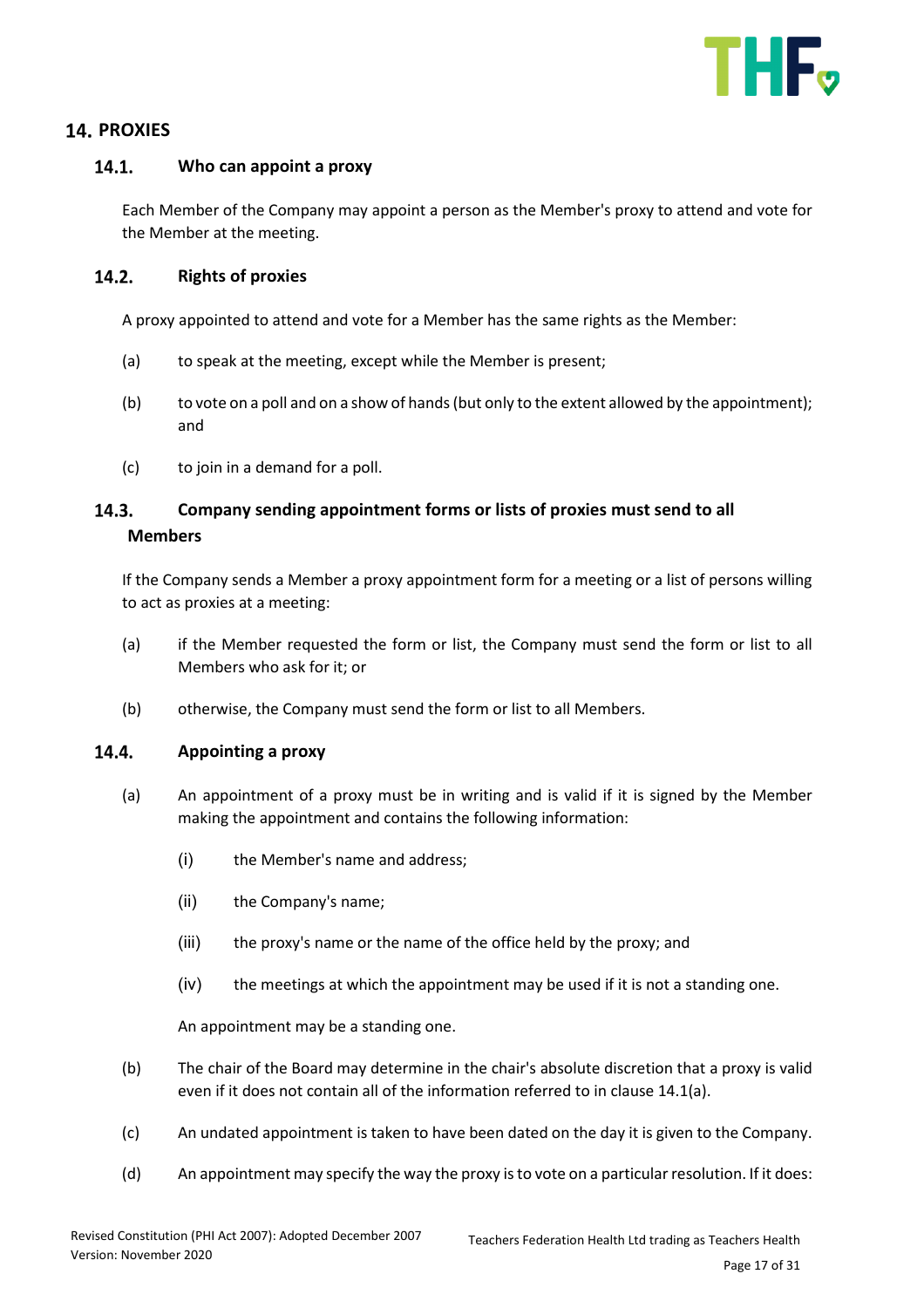## 14. PROXIES

### 14.1. Who can appoint a proxy

Each Member of the Company may appoint a person as the Member's proxy to attend and vote for the Member at the meeting.

### 14.2. Rights of proxies

A proxy appointed to attend and vote for a Member has the same rights as the Member:

(a) to speak at the meeting, except while the Member is present;

(b) to vote on a poll and on a show of hands (but only to the extent allowed by the appointment); and

(c) to join in a demand for a poll.

### 14.3. Company sending appointment forms or lists of proxies must send to all Members

If the Company sends a Member a proxy appointment form for a meeting or a list of persons willing to act as proxies at a meeting:

(a) if the Member requested the form or list, the Company must send the form or list to all Members who ask for it; or

(b) otherwise, the Company must send the form or list to all Members.

### 14.4. Appointing a proxy

(a) An appointment of a proxy must be in writing and is valid if it is signed by the Member making the appointment and contains the following information:

(i) the Member's name and address;

(ii) the Company's name;

(iii) the proxy's name or the name of the office held by the proxy; and

(iv) the meetings at which the appointment may be used if it is not a standing one.

An appointment may be a standing one.

(b) The chair of the Board may determine in the chair's absolute discretion that a proxy is valid even if it does not contain all of the information referred to in clause 14.1(a).

(c) An undated appointment is taken to have been dated on the day it is given to the Company.

(d) An appointment may specify the way the proxy is to vote on a particular resolution. If it does: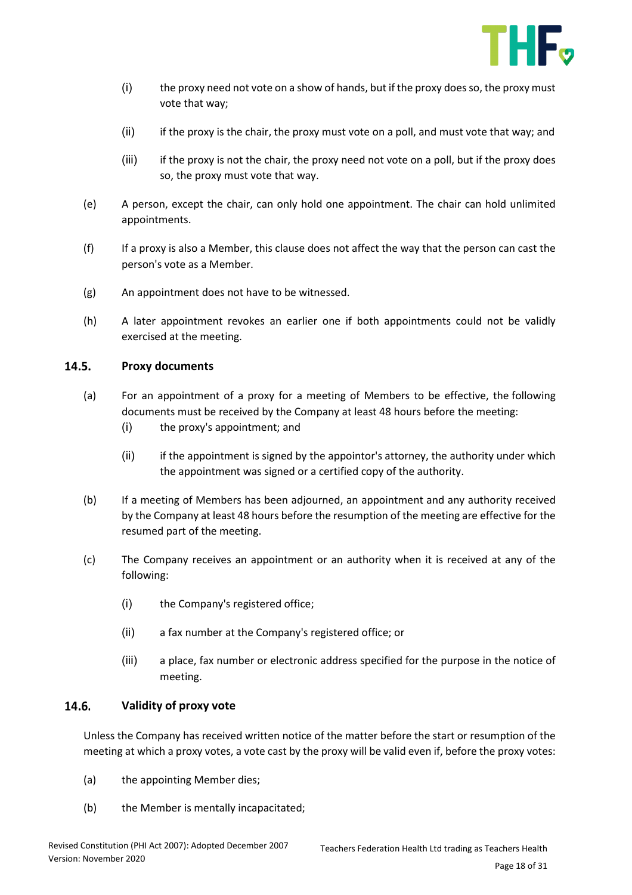(i) the proxy need not vote on a show of hands, but if the proxy does so, the proxy must vote that way;

(ii) if the proxy is the chair, the proxy must vote on a poll, and must vote that way; and

(iii) if the proxy is not the chair, the proxy need not vote on a poll, but if the proxy does so, the proxy must vote that way.

(e) A person, except the chair, can only hold one appointment. The chair can hold unlimited appointments.

(f) If a proxy is also a Member, this clause does not affect the way that the person can cast the person's vote as a Member.

(g) An appointment does not have to be witnessed.

(h) A later appointment revokes an earlier one if both appointments could not be validly exercised at the meeting.

### 14.5. Proxy documents

(a) For an appointment of a proxy for a meeting of Members to be effective, the following documents must be received by the Company at least 48 hours before the meeting:

(i) the proxy's appointment; and

(ii) if the appointment is signed by the appointor's attorney, the authority under which the appointment was signed or a certified copy of the authority.

(b) If a meeting of Members has been adjourned, an appointment and any authority received by the Company at least 48 hours before the resumption of the meeting are effective for the resumed part of the meeting.

(c) The Company receives an appointment or an authority when it is received at any of the following:

(i) the Company's registered office;

(ii) a fax number at the Company's registered office; or

(iii) a place, fax number or electronic address specified for the purpose in the notice of meeting.

### 14.6. Validity of proxy vote

Unless the Company has received written notice of the matter before the start or resumption of the meeting at which a proxy votes, a vote cast by the proxy will be valid even if, before the proxy votes:

(a) the appointing Member dies;

(b) the Member is mentally incapacitated;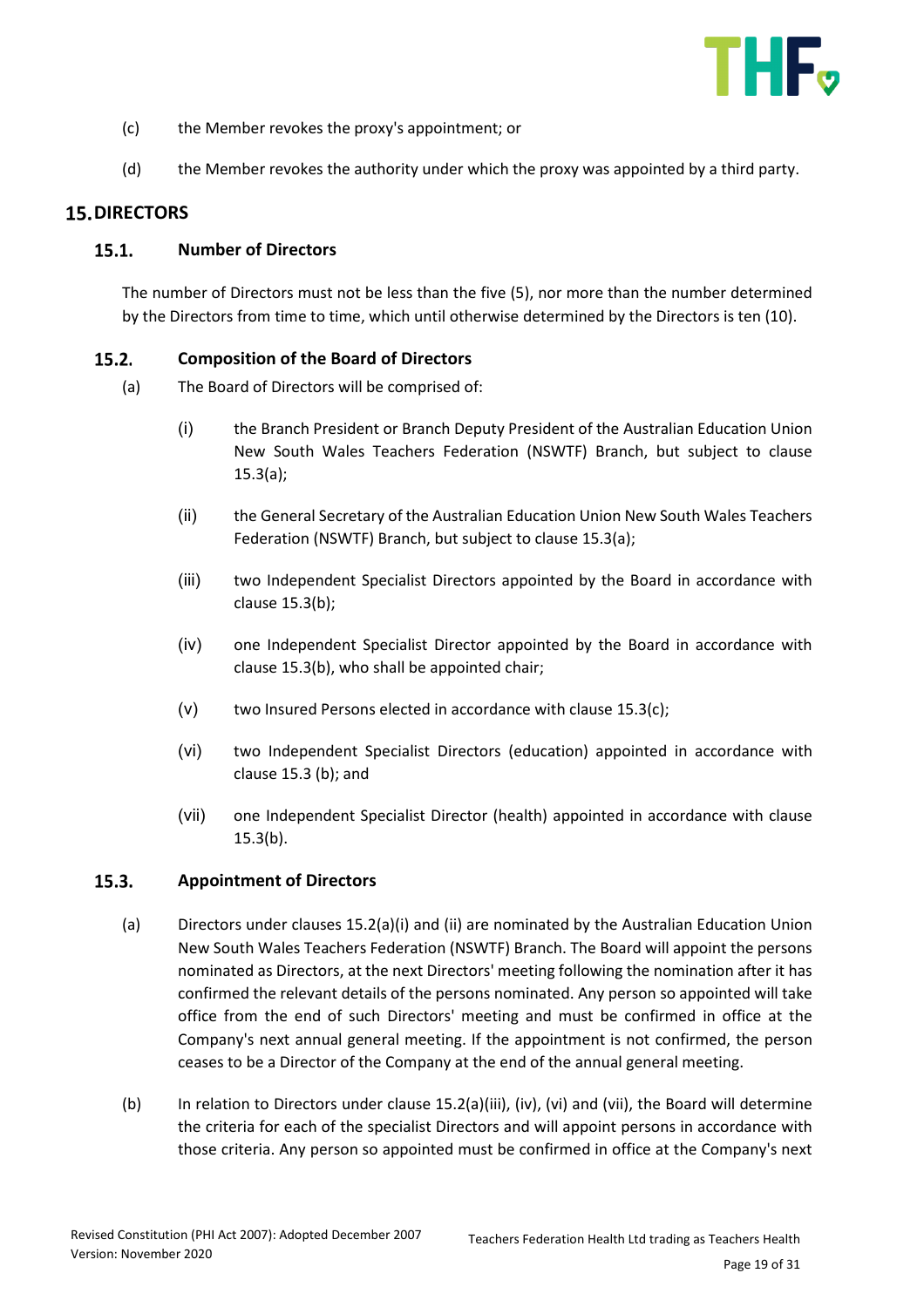(c) the Member revokes the proxy's appointment; or

(d) the Member revokes the authority under which the proxy was appointed by a third party.

## 15. DIRECTORS

### 15.1. Number of Directors

The number of Directors must not be less than the five (5), nor more than the number determined by the Directors from time to time, which until otherwise determined by the Directors is ten (10).

### 15.2. Composition of the Board of Directors

(a) The Board of Directors will be comprised of:

(i) the Branch President or Branch Deputy President of the Australian Education Union New South Wales Teachers Federation (NSWTF) Branch, but subject to clause 15.3(a);

(ii) the General Secretary of the Australian Education Union New South Wales Teachers Federation (NSWTF) Branch, but subject to clause 15.3(a);

(iii) two Independent Specialist Directors appointed by the Board in accordance with clause 15.3(b);

(iv) one Independent Specialist Director appointed by the Board in accordance with clause 15.3(b), who shall be appointed chair;

(v) two Insured Persons elected in accordance with clause 15.3(c);

(vi) two Independent Specialist Directors (education) appointed in accordance with clause 15.3 (b); and

(vii) one Independent Specialist Director (health) appointed in accordance with clause 15.3(b).

### 15.3. Appointment of Directors

(a) Directors under clauses 15.2(a)(i) and (ii) are nominated by the Australian Education Union New South Wales Teachers Federation (NSWTF) Branch. The Board will appoint the persons nominated as Directors, at the next Directors' meeting following the nomination after it has confirmed the relevant details of the persons nominated. Any person so appointed will take office from the end of such Directors' meeting and must be confirmed in office at the Company's next annual general meeting. If the appointment is not confirmed, the person ceases to be a Director of the Company at the end of the annual general meeting.

(b) In relation to Directors under clause 15.2(a)(iii), (iv), (vi) and (vii), the Board will determine the criteria for each of the specialist Directors and will appoint persons in accordance with those criteria. Any person so appointed must be confirmed in office at the Company's next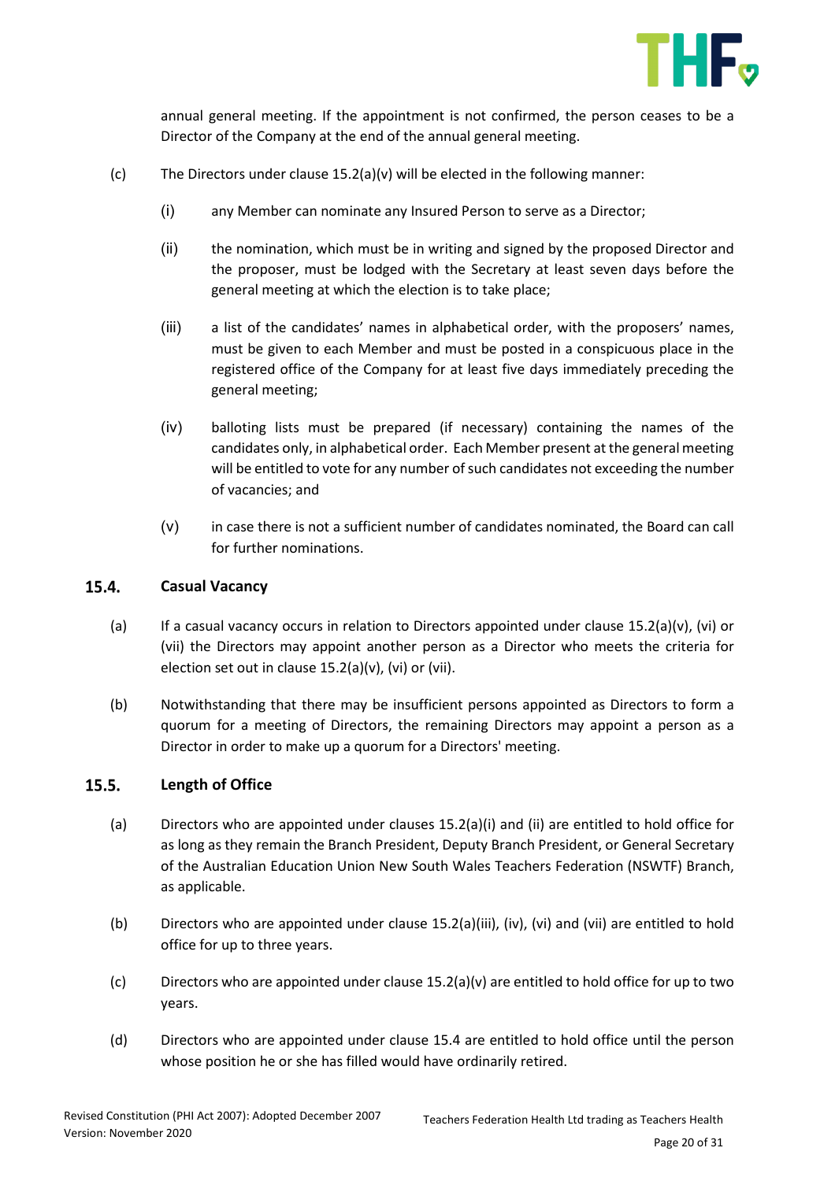annual general meeting. If the appointment is not confirmed, the person ceases to be a Director of the Company at the end of the annual general meeting.

(c) The Directors under clause 15.2(a)(v) will be elected in the following manner:

(i) any Member can nominate any Insured Person to serve as a Director;

(ii) the nomination, which must be in writing and signed by the proposed Director and the proposer, must be lodged with the Secretary at least seven days before the general meeting at which the election is to take place;

(iii) a list of the candidates' names in alphabetical order, with the proposers' names, must be given to each Member and must be posted in a conspicuous place in the registered office of the Company for at least five days immediately preceding the general meeting;

(iv) balloting lists must be prepared (if necessary) containing the names of the candidates only, in alphabetical order. Each Member present at the general meeting will be entitled to vote for any number of such candidates not exceeding the number of vacancies; and

(v) in case there is not a sufficient number of candidates nominated, the Board can call for further nominations.

## 15.4. Casual Vacancy

(a) If a casual vacancy occurs in relation to Directors appointed under clause 15.2(a)(v), (vi) or (vii) the Directors may appoint another person as a Director who meets the criteria for election set out in clause 15.2(a)(v), (vi) or (vii).

(b) Notwithstanding that there may be insufficient persons appointed as Directors to form a quorum for a meeting of Directors, the remaining Directors may appoint a person as a Director in order to make up a quorum for a Directors' meeting.

## 15.5. Length of Office

(a) Directors who are appointed under clauses 15.2(a)(i) and (ii) are entitled to hold office for as long as they remain the Branch President, Deputy Branch President, or General Secretary of the Australian Education Union New South Wales Teachers Federation (NSWTF) Branch, as applicable.

(b) Directors who are appointed under clause 15.2(a)(iii), (iv), (vi) and (vii) are entitled to hold office for up to three years.

(c) Directors who are appointed under clause 15.2(a)(v) are entitled to hold office for up to two years.

(d) Directors who are appointed under clause 15.4 are entitled to hold office until the person whose position he or she has filled would have ordinarily retired.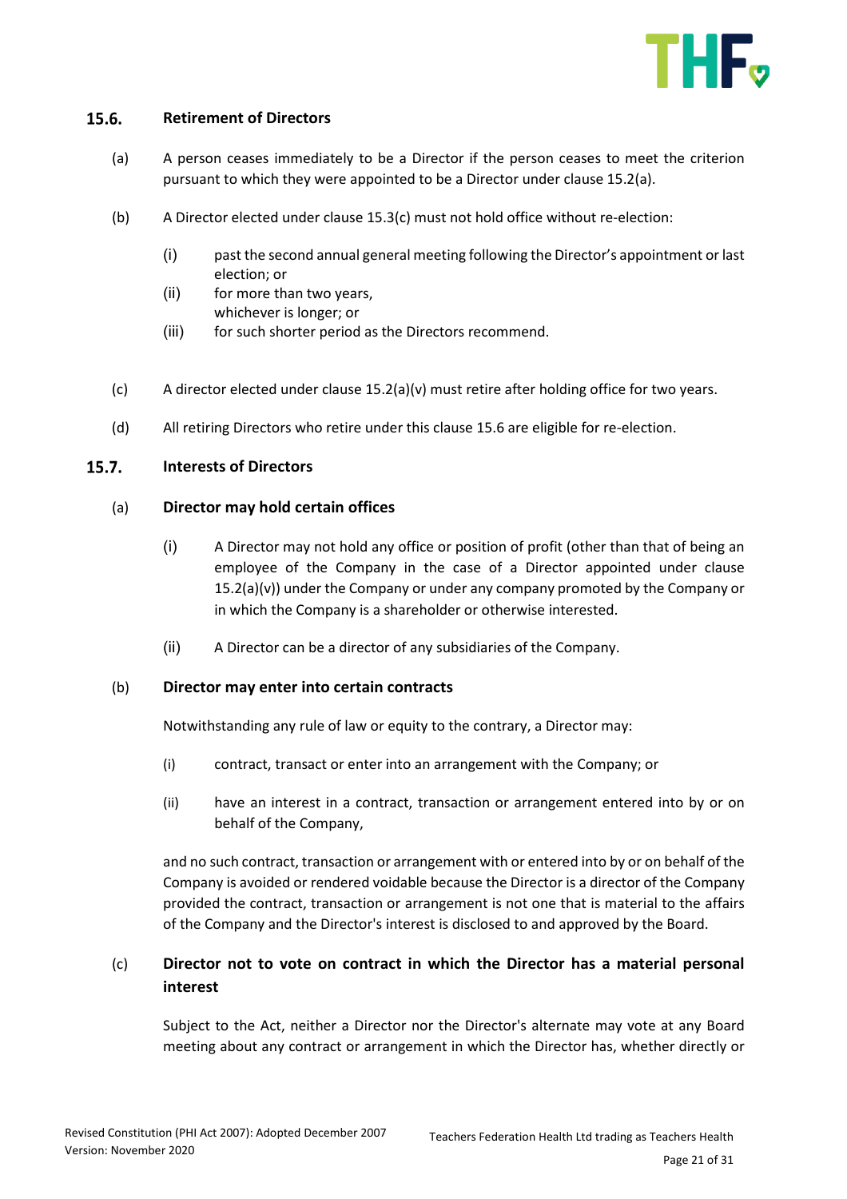## 15.6. Retirement of Directors

(a) A person ceases immediately to be a Director if the person ceases to meet the criterion pursuant to which they were appointed to be a Director under clause 15.2(a).

(b) A Director elected under clause 15.3(c) must not hold office without re-election:

(i) past the second annual general meeting following the Director's appointment or last election; or

(ii) for more than two years,

whichever is longer; or

(iii) for such shorter period as the Directors recommend.

(c) A director elected under clause 15.2(a)(v) must retire after holding office for two years.

(d) All retiring Directors who retire under this clause 15.6 are eligible for re-election.

## 15.7. Interests of Directors

### (a) Director may hold certain offices

(i) A Director may not hold any office or position of profit (other than that of being an employee of the Company in the case of a Director appointed under clause 15.2(a)(v)) under the Company or under any company promoted by the Company or in which the Company is a shareholder or otherwise interested.

(ii) A Director can be a director of any subsidiaries of the Company.

### (b) Director may enter into certain contracts

Notwithstanding any rule of law or equity to the contrary, a Director may:

(i) contract, transact or enter into an arrangement with the Company; or

(ii) have an interest in a contract, transaction or arrangement entered into by or on behalf of the Company,

and no such contract, transaction or arrangement with or entered into by or on behalf of the Company is avoided or rendered voidable because the Director is a director of the Company provided the contract, transaction or arrangement is not one that is material to the affairs of the Company and the Director's interest is disclosed to and approved by the Board.

### (c) Director not to vote on contract in which the Director has a material personal interest

Subject to the Act, neither a Director nor the Director's alternate may vote at any Board meeting about any contract or arrangement in which the Director has, whether directly or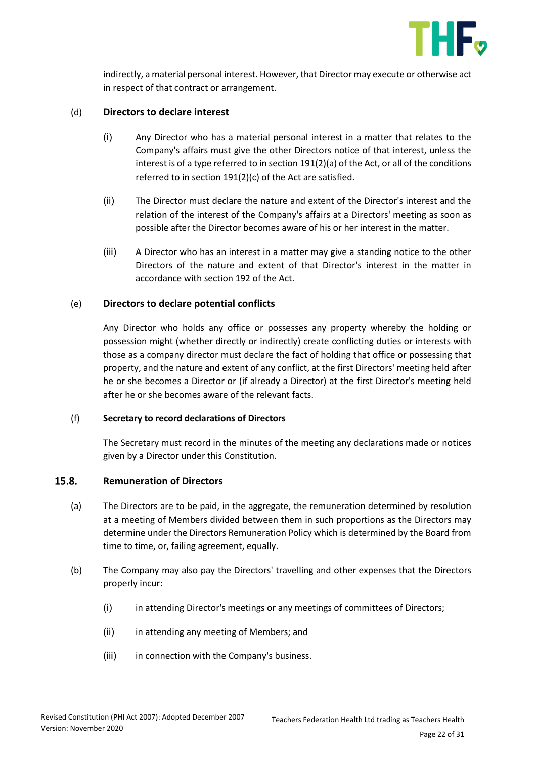indirectly, a material personal interest. However, that Director may execute or otherwise act in respect of that contract or arrangement.

(d) **Directors to declare interest**

(i) Any Director who has a material personal interest in a matter that relates to the Company's affairs must give the other Directors notice of that interest, unless the interest is of a type referred to in section 191(2)(a) of the Act, or all of the conditions referred to in section 191(2)(c) of the Act are satisfied.

(ii) The Director must declare the nature and extent of the Director's interest and the relation of the interest of the Company's affairs at a Directors' meeting as soon as possible after the Director becomes aware of his or her interest in the matter.

(iii) A Director who has an interest in a matter may give a standing notice to the other Directors of the nature and extent of that Director's interest in the matter in accordance with section 192 of the Act.

(e) **Directors to declare potential conflicts**

Any Director who holds any office or possesses any property whereby the holding or possession might (whether directly or indirectly) create conflicting duties or interests with those as a company director must declare the fact of holding that office or possessing that property, and the nature and extent of any conflict, at the first Directors' meeting held after he or she becomes a Director or (if already a Director) at the first Director's meeting held after he or she becomes aware of the relevant facts.

(f) **Secretary to record declarations of Directors**

The Secretary must record in the minutes of the meeting any declarations made or notices given by a Director under this Constitution.

### 15.8. Remuneration of Directors

(a) The Directors are to be paid, in the aggregate, the remuneration determined by resolution at a meeting of Members divided between them in such proportions as the Directors may determine under the Directors Remuneration Policy which is determined by the Board from time to time, or, failing agreement, equally.

(b) The Company may also pay the Directors' travelling and other expenses that the Directors properly incur:

(i) in attending Director's meetings or any meetings of committees of Directors;

(ii) in attending any meeting of Members; and

(iii) in connection with the Company's business.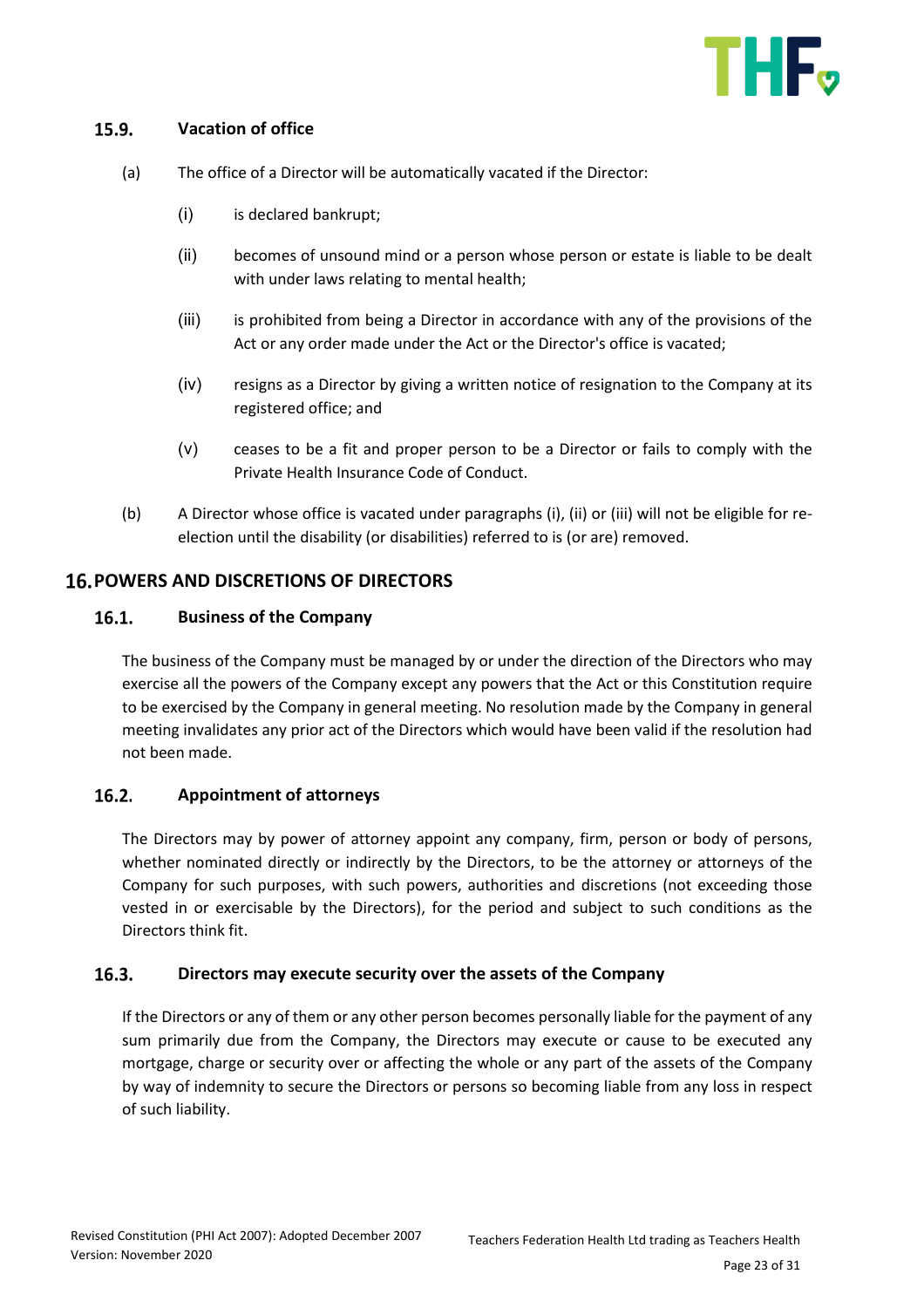### 15.9. Vacation of office

(a) The office of a Director will be automatically vacated if the Director:

   (i) is declared bankrupt;

   (ii) becomes of unsound mind or a person whose person or estate is liable to be dealt with under laws relating to mental health;

   (iii) is prohibited from being a Director in accordance with any of the provisions of the Act or any order made under the Act or the Director's office is vacated;

   (iv) resigns as a Director by giving a written notice of resignation to the Company at its registered office; and

   (v) ceases to be a fit and proper person to be a Director or fails to comply with the Private Health Insurance Code of Conduct.

(b) A Director whose office is vacated under paragraphs (i), (ii) or (iii) will not be eligible for re-election until the disability (or disabilities) referred to is (or are) removed.

## 16. POWERS AND DISCRETIONS OF DIRECTORS

### 16.1. Business of the Company

The business of the Company must be managed by or under the direction of the Directors who may exercise all the powers of the Company except any powers that the Act or this Constitution require to be exercised by the Company in general meeting. No resolution made by the Company in general meeting invalidates any prior act of the Directors which would have been valid if the resolution had not been made.

### 16.2. Appointment of attorneys

The Directors may by power of attorney appoint any company, firm, person or body of persons, whether nominated directly or indirectly by the Directors, to be the attorney or attorneys of the Company for such purposes, with such powers, authorities and discretions (not exceeding those vested in or exercisable by the Directors), for the period and subject to such conditions as the Directors think fit.

### 16.3. Directors may execute security over the assets of the Company

If the Directors or any of them or any other person becomes personally liable for the payment of any sum primarily due from the Company, the Directors may execute or cause to be executed any mortgage, charge or security over or affecting the whole or any part of the assets of the Company by way of indemnity to secure the Directors or persons so becoming liable from any loss in respect of such liability.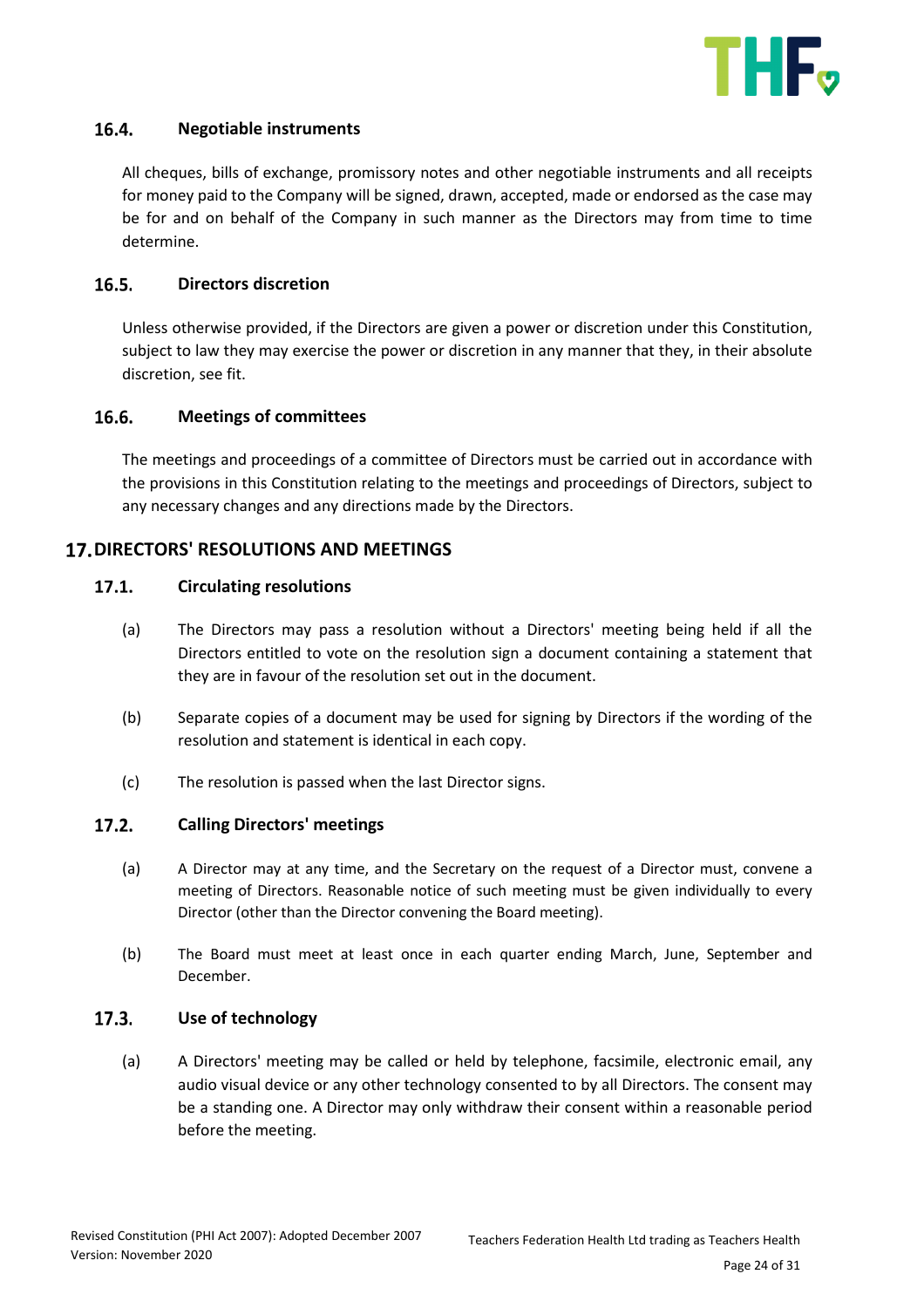### 16.4. Negotiable instruments

All cheques, bills of exchange, promissory notes and other negotiable instruments and all receipts for money paid to the Company will be signed, drawn, accepted, made or endorsed as the case may be for and on behalf of the Company in such manner as the Directors may from time to time determine.

### 16.5. Directors discretion

Unless otherwise provided, if the Directors are given a power or discretion under this Constitution, subject to law they may exercise the power or discretion in any manner that they, in their absolute discretion, see fit.

### 16.6. Meetings of committees

The meetings and proceedings of a committee of Directors must be carried out in accordance with the provisions in this Constitution relating to the meetings and proceedings of Directors, subject to any necessary changes and any directions made by the Directors.

## 17. DIRECTORS' RESOLUTIONS AND MEETINGS

### 17.1. Circulating resolutions

(a) The Directors may pass a resolution without a Directors' meeting being held if all the Directors entitled to vote on the resolution sign a document containing a statement that they are in favour of the resolution set out in the document.

(b) Separate copies of a document may be used for signing by Directors if the wording of the resolution and statement is identical in each copy.

(c) The resolution is passed when the last Director signs.

### 17.2. Calling Directors' meetings

(a) A Director may at any time, and the Secretary on the request of a Director must, convene a meeting of Directors. Reasonable notice of such meeting must be given individually to every Director (other than the Director convening the Board meeting).

(b) The Board must meet at least once in each quarter ending March, June, September and December.

### 17.3. Use of technology

(a) A Directors' meeting may be called or held by telephone, facsimile, electronic email, any audio visual device or any other technology consented to by all Directors. The consent may be a standing one. A Director may only withdraw their consent within a reasonable period before the meeting.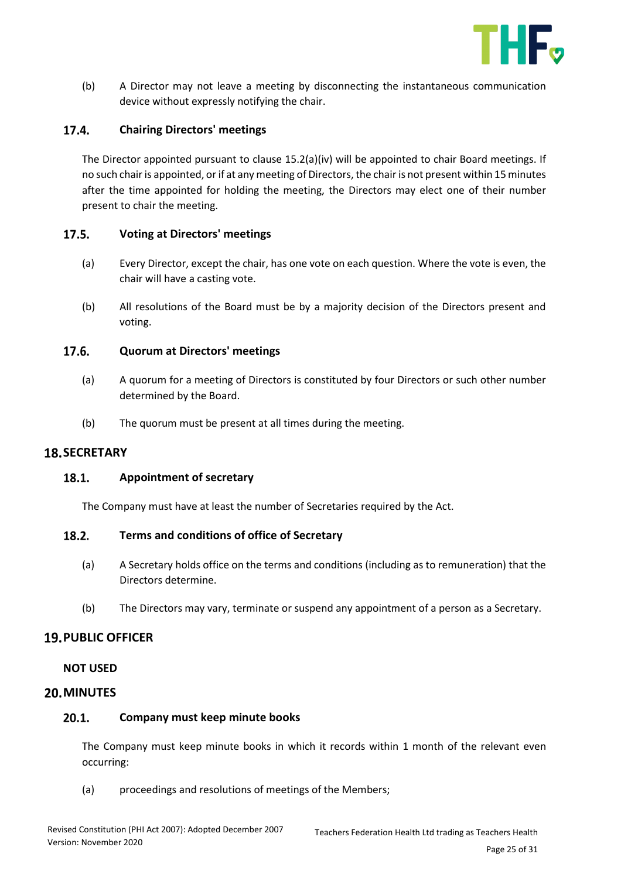(b) A Director may not leave a meeting by disconnecting the instantaneous communication device without expressly notifying the chair.

### 17.4. Chairing Directors' meetings

The Director appointed pursuant to clause 15.2(a)(iv) will be appointed to chair Board meetings. If no such chair is appointed, or if at any meeting of Directors, the chair is not present within 15 minutes after the time appointed for holding the meeting, the Directors may elect one of their number present to chair the meeting.

### 17.5. Voting at Directors' meetings

(a) Every Director, except the chair, has one vote on each question. Where the vote is even, the chair will have a casting vote.

(b) All resolutions of the Board must be by a majority decision of the Directors present and voting.

### 17.6. Quorum at Directors' meetings

(a) A quorum for a meeting of Directors is constituted by four Directors or such other number determined by the Board.

(b) The quorum must be present at all times during the meeting.

## 18. SECRETARY

### 18.1. Appointment of secretary

The Company must have at least the number of Secretaries required by the Act.

### 18.2. Terms and conditions of office of Secretary

(a) A Secretary holds office on the terms and conditions (including as to remuneration) that the Directors determine.

(b) The Directors may vary, terminate or suspend any appointment of a person as a Secretary.

## 19. PUBLIC OFFICER

**NOT USED**

## 20. MINUTES

### 20.1. Company must keep minute books

The Company must keep minute books in which it records within 1 month of the relevant even occurring:

(a) proceedings and resolutions of meetings of the Members;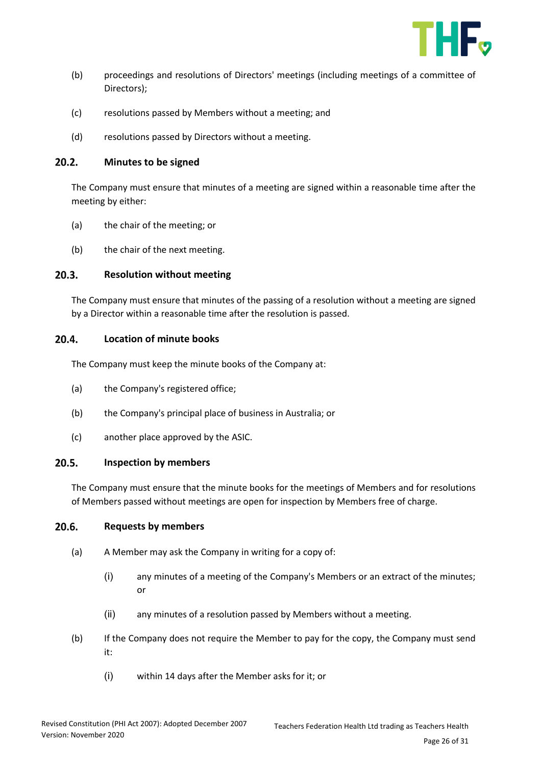(b) proceedings and resolutions of Directors' meetings (including meetings of a committee of Directors);

(c) resolutions passed by Members without a meeting; and

(d) resolutions passed by Directors without a meeting.

### 20.2. Minutes to be signed

The Company must ensure that minutes of a meeting are signed within a reasonable time after the meeting by either:

(a) the chair of the meeting; or

(b) the chair of the next meeting.

### 20.3. Resolution without meeting

The Company must ensure that minutes of the passing of a resolution without a meeting are signed by a Director within a reasonable time after the resolution is passed.

### 20.4. Location of minute books

The Company must keep the minute books of the Company at:

(a) the Company's registered office;

(b) the Company's principal place of business in Australia; or

(c) another place approved by the ASIC.

### 20.5. Inspection by members

The Company must ensure that the minute books for the meetings of Members and for resolutions of Members passed without meetings are open for inspection by Members free of charge.

### 20.6. Requests by members

(a) A Member may ask the Company in writing for a copy of:

(i) any minutes of a meeting of the Company's Members or an extract of the minutes; or

(ii) any minutes of a resolution passed by Members without a meeting.

(b) If the Company does not require the Member to pay for the copy, the Company must send it:

(i) within 14 days after the Member asks for it; or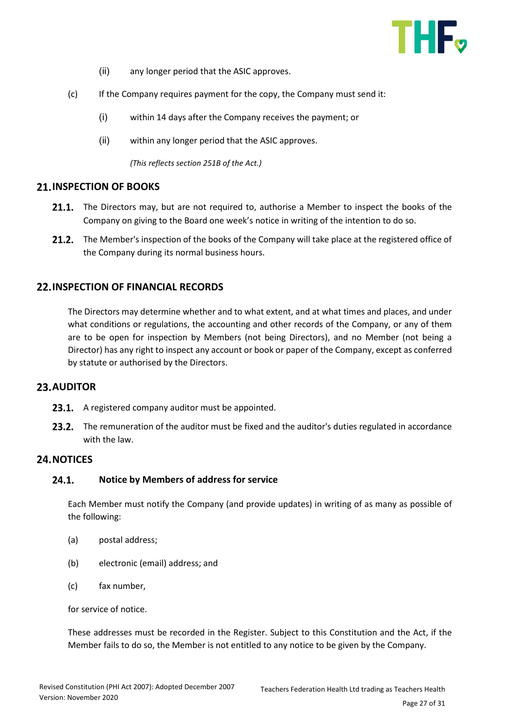(ii) any longer period that the ASIC approves.

(c) If the Company requires payment for the copy, the Company must send it:

(i) within 14 days after the Company receives the payment; or

(ii) within any longer period that the ASIC approves.

*(This reflects section 251B of the Act.)*

## 21. INSPECTION OF BOOKS

**21.1.** The Directors may, but are not required to, authorise a Member to inspect the books of the Company on giving to the Board one week's notice in writing of the intention to do so.

**21.2.** The Member's inspection of the books of the Company will take place at the registered office of the Company during its normal business hours.

## 22. INSPECTION OF FINANCIAL RECORDS

The Directors may determine whether and to what extent, and at what times and places, and under what conditions or regulations, the accounting and other records of the Company, or any of them are to be open for inspection by Members (not being Directors), and no Member (not being a Director) has any right to inspect any account or book or paper of the Company, except as conferred by statute or authorised by the Directors.

## 23. AUDITOR

**23.1.** A registered company auditor must be appointed.

**23.2.** The remuneration of the auditor must be fixed and the auditor's duties regulated in accordance with the law.

## 24. NOTICES

### 24.1. Notice by Members of address for service

Each Member must notify the Company (and provide updates) in writing of as many as possible of the following:

(a) postal address;

(b) electronic (email) address; and

(c) fax number,

for service of notice.

These addresses must be recorded in the Register. Subject to this Constitution and the Act, if the Member fails to do so, the Member is not entitled to any notice to be given by the Company.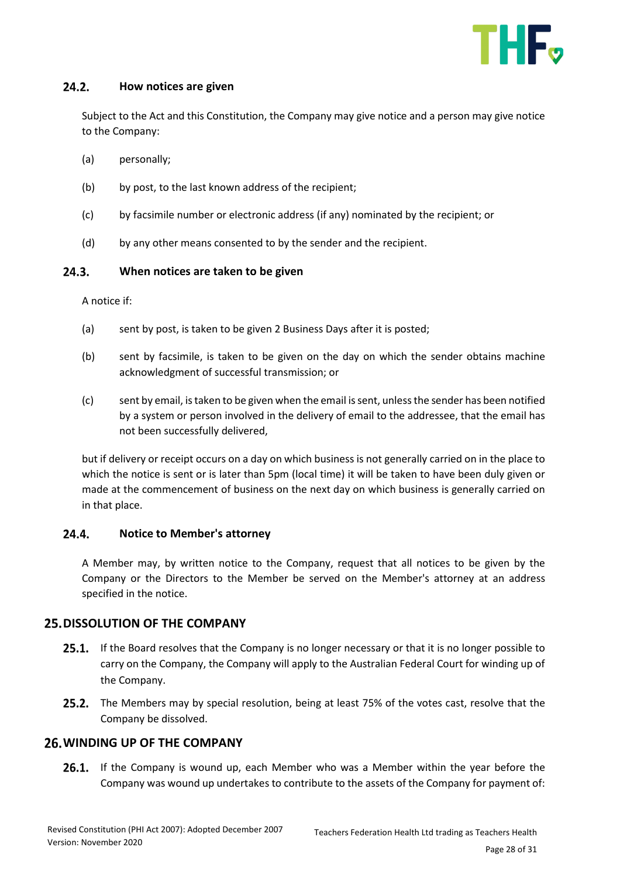### 24.2. How notices are given

Subject to the Act and this Constitution, the Company may give notice and a person may give notice to the Company:

(a) personally;

(b) by post, to the last known address of the recipient;

(c) by facsimile number or electronic address (if any) nominated by the recipient; or

(d) by any other means consented to by the sender and the recipient.

### 24.3. When notices are taken to be given

A notice if:

(a) sent by post, is taken to be given 2 Business Days after it is posted;

(b) sent by facsimile, is taken to be given on the day on which the sender obtains machine acknowledgment of successful transmission; or

(c) sent by email, is taken to be given when the email is sent, unless the sender has been notified by a system or person involved in the delivery of email to the addressee, that the email has not been successfully delivered,

but if delivery or receipt occurs on a day on which business is not generally carried on in the place to which the notice is sent or is later than 5pm (local time) it will be taken to have been duly given or made at the commencement of business on the next day on which business is generally carried on in that place.

### 24.4. Notice to Member's attorney

A Member may, by written notice to the Company, request that all notices to be given by the Company or the Directors to the Member be served on the Member's attorney at an address specified in the notice.

## 25. DISSOLUTION OF THE COMPANY

**25.1.** If the Board resolves that the Company is no longer necessary or that it is no longer possible to carry on the Company, the Company will apply to the Australian Federal Court for winding up of the Company.

**25.2.** The Members may by special resolution, being at least 75% of the votes cast, resolve that the Company be dissolved.

## 26. WINDING UP OF THE COMPANY

**26.1.** If the Company is wound up, each Member who was a Member within the year before the Company was wound up undertakes to contribute to the assets of the Company for payment of: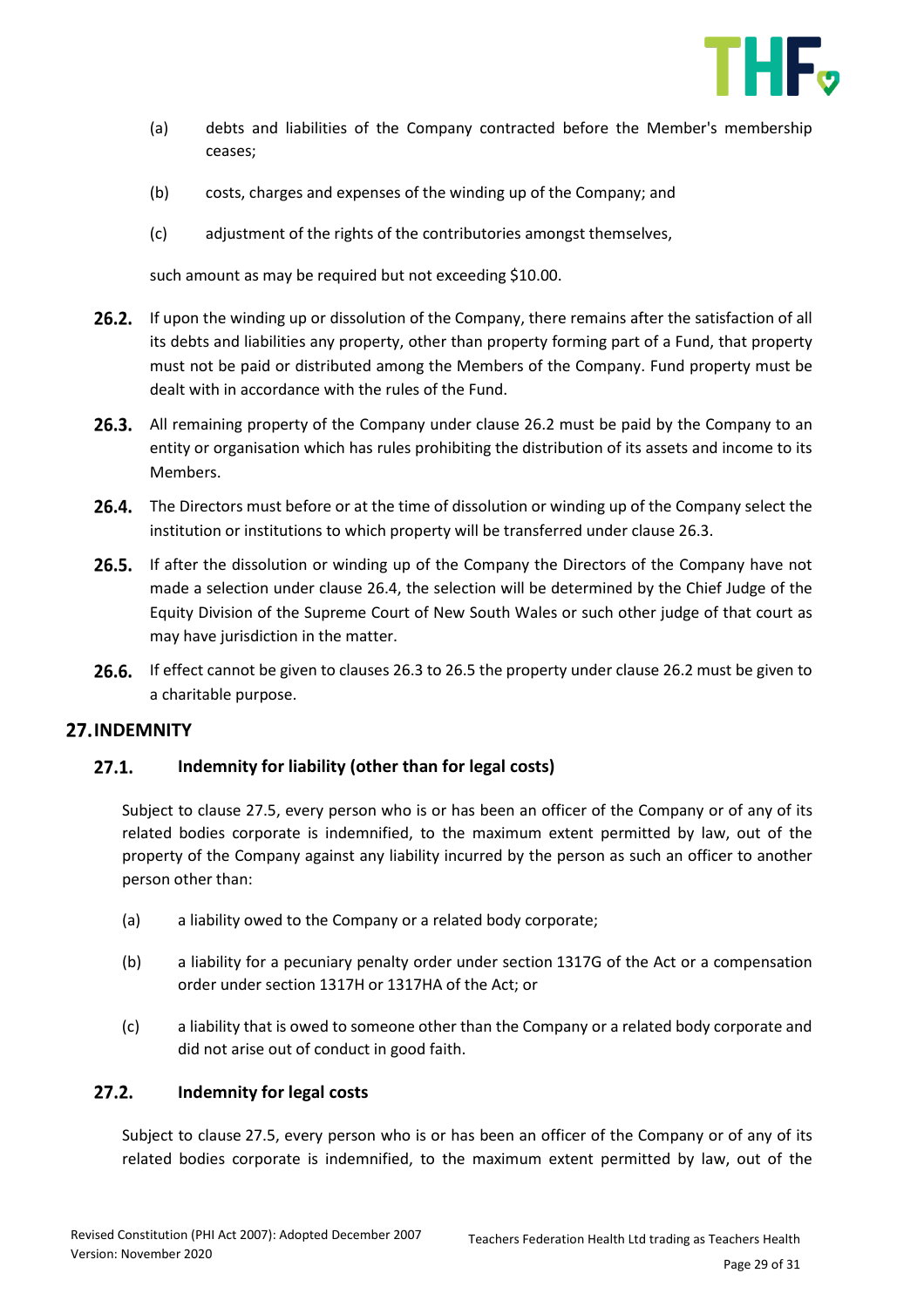(a) debts and liabilities of the Company contracted before the Member's membership ceases;

(b) costs, charges and expenses of the winding up of the Company; and

(c) adjustment of the rights of the contributories amongst themselves,

such amount as may be required but not exceeding $10.00.

**26.2.** If upon the winding up or dissolution of the Company, there remains after the satisfaction of all its debts and liabilities any property, other than property forming part of a Fund, that property must not be paid or distributed among the Members of the Company. Fund property must be dealt with in accordance with the rules of the Fund.

**26.3.** All remaining property of the Company under clause 26.2 must be paid by the Company to an entity or organisation which has rules prohibiting the distribution of its assets and income to its Members.

**26.4.** The Directors must before or at the time of dissolution or winding up of the Company select the institution or institutions to which property will be transferred under clause 26.3.

**26.5.** If after the dissolution or winding up of the Company the Directors of the Company have not made a selection under clause 26.4, the selection will be determined by the Chief Judge of the Equity Division of the Supreme Court of New South Wales or such other judge of that court as may have jurisdiction in the matter.

**26.6.** If effect cannot be given to clauses 26.3 to 26.5 the property under clause 26.2 must be given to a charitable purpose.

## 27. INDEMNITY

### 27.1. Indemnity for liability (other than for legal costs)

Subject to clause 27.5, every person who is or has been an officer of the Company or of any of its related bodies corporate is indemnified, to the maximum extent permitted by law, out of the property of the Company against any liability incurred by the person as such an officer to another person other than:

(a) a liability owed to the Company or a related body corporate;

(b) a liability for a pecuniary penalty order under section 1317G of the Act or a compensation order under section 1317H or 1317HA of the Act; or

(c) a liability that is owed to someone other than the Company or a related body corporate and did not arise out of conduct in good faith.

### 27.2. Indemnity for legal costs

Subject to clause 27.5, every person who is or has been an officer of the Company or of any of its related bodies corporate is indemnified, to the maximum extent permitted by law, out of the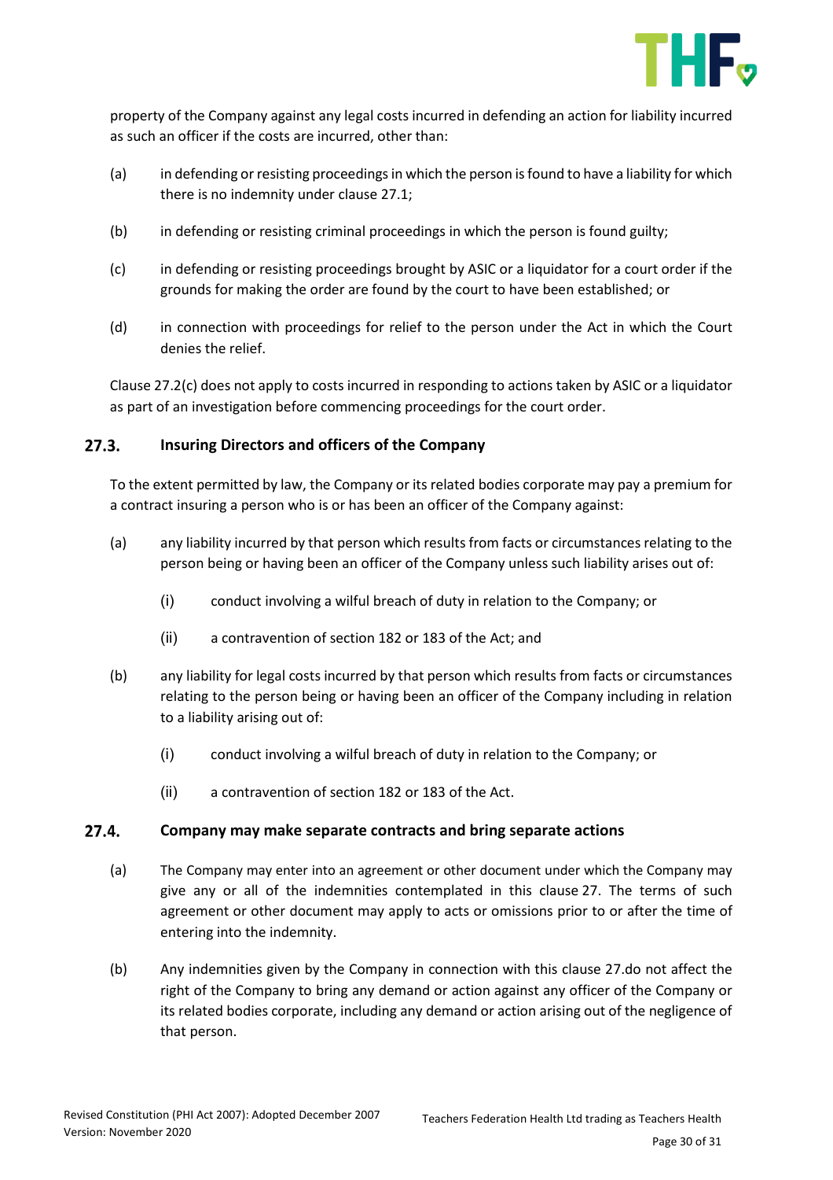property of the Company against any legal costs incurred in defending an action for liability incurred as such an officer if the costs are incurred, other than:

(a) in defending or resisting proceedings in which the person is found to have a liability for which there is no indemnity under clause 27.1;

(b) in defending or resisting criminal proceedings in which the person is found guilty;

(c) in defending or resisting proceedings brought by ASIC or a liquidator for a court order if the grounds for making the order are found by the court to have been established; or

(d) in connection with proceedings for relief to the person under the Act in which the Court denies the relief.

Clause 27.2(c) does not apply to costs incurred in responding to actions taken by ASIC or a liquidator as part of an investigation before commencing proceedings for the court order.

### 27.3. Insuring Directors and officers of the Company

To the extent permitted by law, the Company or its related bodies corporate may pay a premium for a contract insuring a person who is or has been an officer of the Company against:

(a) any liability incurred by that person which results from facts or circumstances relating to the person being or having been an officer of the Company unless such liability arises out of:

   (i) conduct involving a wilful breach of duty in relation to the Company; or

   (ii) a contravention of section 182 or 183 of the Act; and

(b) any liability for legal costs incurred by that person which results from facts or circumstances relating to the person being or having been an officer of the Company including in relation to a liability arising out of:

   (i) conduct involving a wilful breach of duty in relation to the Company; or

   (ii) a contravention of section 182 or 183 of the Act.

### 27.4. Company may make separate contracts and bring separate actions

(a) The Company may enter into an agreement or other document under which the Company may give any or all of the indemnities contemplated in this clause 27. The terms of such agreement or other document may apply to acts or omissions prior to or after the time of entering into the indemnity.

(b) Any indemnities given by the Company in connection with this clause 27.do not affect the right of the Company to bring any demand or action against any officer of the Company or its related bodies corporate, including any demand or action arising out of the negligence of that person.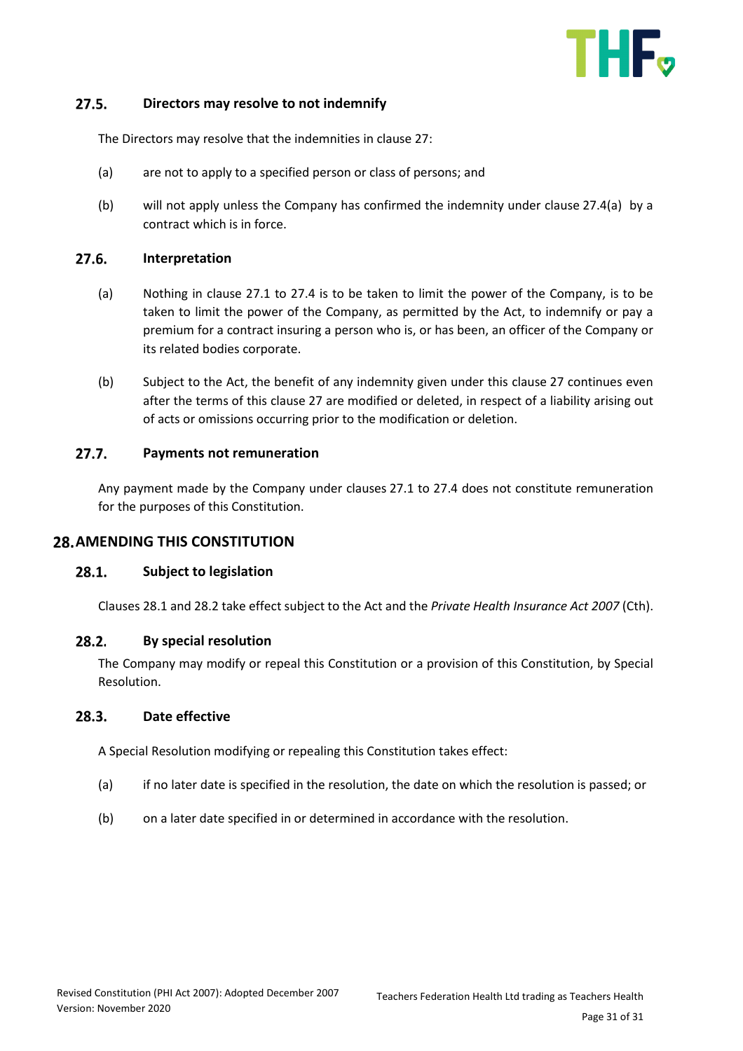### 27.5. Directors may resolve to not indemnify

The Directors may resolve that the indemnities in clause 27:

(a) are not to apply to a specified person or class of persons; and

(b) will not apply unless the Company has confirmed the indemnity under clause 27.4(a) by a contract which is in force.

### 27.6. Interpretation

(a) Nothing in clause 27.1 to 27.4 is to be taken to limit the power of the Company, is to be taken to limit the power of the Company, as permitted by the Act, to indemnify or pay a premium for a contract insuring a person who is, or has been, an officer of the Company or its related bodies corporate.

(b) Subject to the Act, the benefit of any indemnity given under this clause 27 continues even after the terms of this clause 27 are modified or deleted, in respect of a liability arising out of acts or omissions occurring prior to the modification or deletion.

### 27.7. Payments not remuneration

Any payment made by the Company under clauses 27.1 to 27.4 does not constitute remuneration for the purposes of this Constitution.

## 28. AMENDING THIS CONSTITUTION

### 28.1. Subject to legislation

Clauses 28.1 and 28.2 take effect subject to the Act and the *Private Health Insurance Act 2007* (Cth).

### 28.2. By special resolution

The Company may modify or repeal this Constitution or a provision of this Constitution, by Special Resolution.

### 28.3. Date effective

A Special Resolution modifying or repealing this Constitution takes effect:

(a) if no later date is specified in the resolution, the date on which the resolution is passed; or

(b) on a later date specified in or determined in accordance with the resolution.